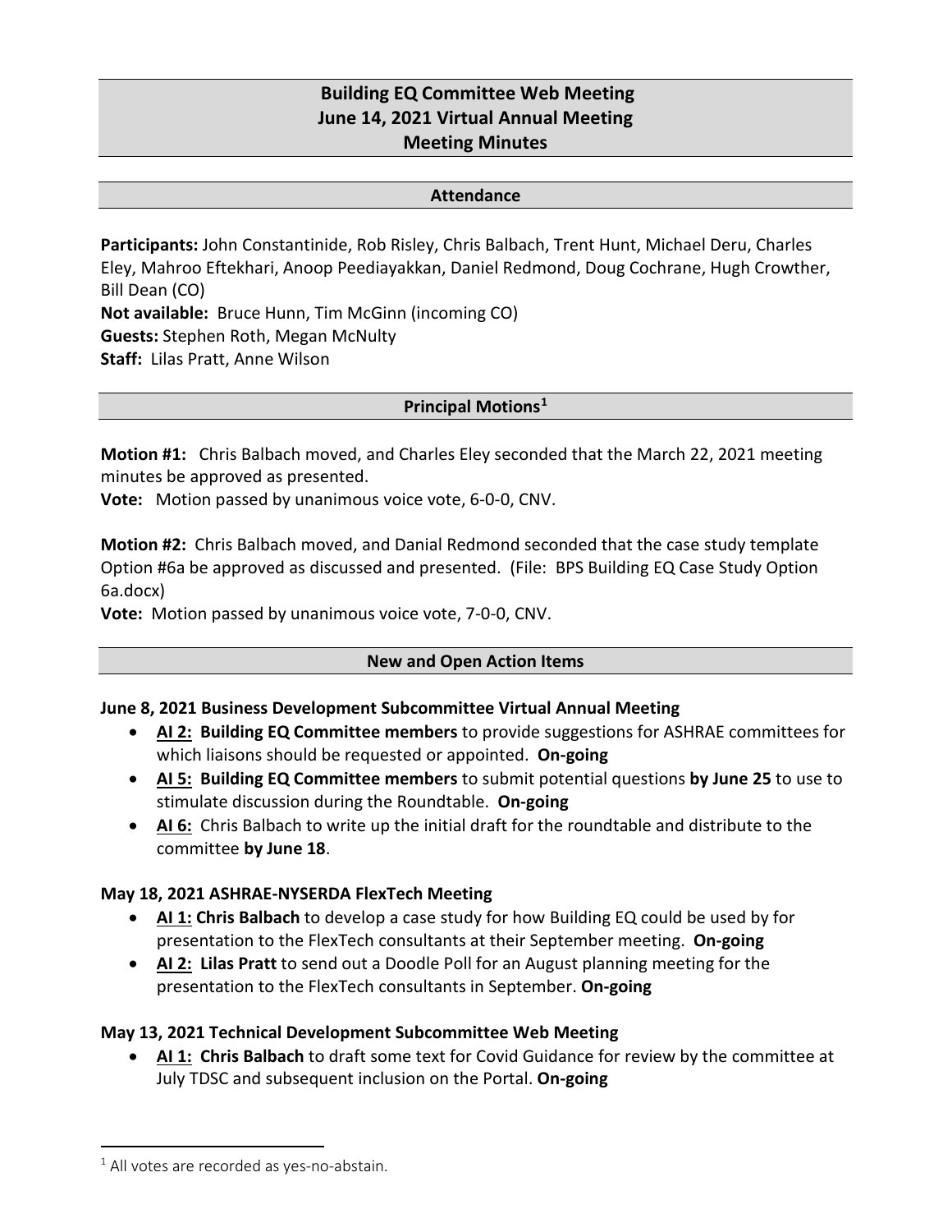# Building EQ Committee Web Meeting
# June 14, 2021 Virtual Annual Meeting
# Meeting Minutes

## Attendance

**Participants:** John Constantinide, Rob Risley, Chris Balbach, Trent Hunt, Michael Deru, Charles Eley, Mahroo Eftekhari, Anoop Peediayakkan, Daniel Redmond, Doug Cochrane, Hugh Crowther, Bill Dean (CO)
**Not available:** Bruce Hunn, Tim McGinn (incoming CO)
**Guests:** Stephen Roth, Megan McNulty
**Staff:** Lilas Pratt, Anne Wilson

## Principal Motions[1]

**Motion #1:** Chris Balbach moved, and Charles Eley seconded that the March 22, 2021 meeting minutes be approved as presented.
**Vote:** Motion passed by unanimous voice vote, 6-0-0, CNV.

**Motion #2:** Chris Balbach moved, and Danial Redmond seconded that the case study template Option #6a be approved as discussed and presented. (File: BPS Building EQ Case Study Option 6a.docx)
**Vote:** Motion passed by unanimous voice vote, 7-0-0, CNV.

## New and Open Action Items

### June 8, 2021 Business Development Subcommittee Virtual Annual Meeting

- **AI 2: Building EQ Committee members** to provide suggestions for ASHRAE committees for which liaisons should be requested or appointed. **On-going**
- **AI 5: Building EQ Committee members** to submit potential questions **by June 25** to use to stimulate discussion during the Roundtable. **On-going**
- **AI 6:** Chris Balbach to write up the initial draft for the roundtable and distribute to the committee **by June 18**.

### May 18, 2021 ASHRAE-NYSERDA FlexTech Meeting

- **AI 1: Chris Balbach** to develop a case study for how Building EQ could be used by for presentation to the FlexTech consultants at their September meeting. **On-going**
- **AI 2: Lilas Pratt** to send out a Doodle Poll for an August planning meeting for the presentation to the FlexTech consultants in September. **On-going**

### May 13, 2021 Technical Development Subcommittee Web Meeting

- **AI 1: Chris Balbach** to draft some text for Covid Guidance for review by the committee at July TDSC and subsequent inclusion on the Portal. **On-going**

---

[1] All votes are recorded as yes-no-abstain.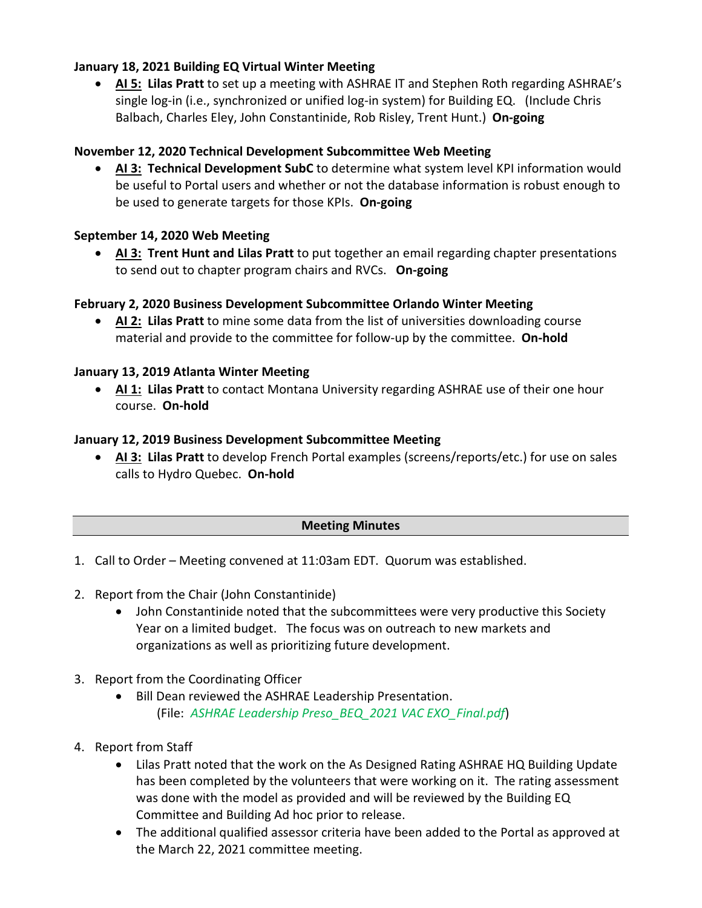**January 18, 2021 Building EQ Virtual Winter Meeting**

- **AI 5: Lilas Pratt** to set up a meeting with ASHRAE IT and Stephen Roth regarding ASHRAE's single log-in (i.e., synchronized or unified log-in system) for Building EQ. (Include Chris Balbach, Charles Eley, John Constantinide, Rob Risley, Trent Hunt.) **On-going**

**November 12, 2020 Technical Development Subcommittee Web Meeting**

- **AI 3: Technical Development SubC** to determine what system level KPI information would be useful to Portal users and whether or not the database information is robust enough to be used to generate targets for those KPIs. **On-going**

**September 14, 2020 Web Meeting**

- **AI 3: Trent Hunt and Lilas Pratt** to put together an email regarding chapter presentations to send out to chapter program chairs and RVCs. **On-going**

**February 2, 2020 Business Development Subcommittee Orlando Winter Meeting**

- **AI 2: Lilas Pratt** to mine some data from the list of universities downloading course material and provide to the committee for follow-up by the committee. **On-hold**

**January 13, 2019 Atlanta Winter Meeting**

- **AI 1: Lilas Pratt** to contact Montana University regarding ASHRAE use of their one hour course. **On-hold**

**January 12, 2019 Business Development Subcommittee Meeting**

- **AI 3: Lilas Pratt** to develop French Portal examples (screens/reports/etc.) for use on sales calls to Hydro Quebec. **On-hold**

## Meeting Minutes

1. Call to Order – Meeting convened at 11:03am EDT. Quorum was established.

2. Report from the Chair (John Constantinide)
   - John Constantinide noted that the subcommittees were very productive this Society Year on a limited budget. The focus was on outreach to new markets and organizations as well as prioritizing future development.

3. Report from the Coordinating Officer
   - Bill Dean reviewed the ASHRAE Leadership Presentation. (File: *ASHRAE Leadership Preso_BEQ_2021 VAC EXO_Final.pdf*)

4. Report from Staff
   - Lilas Pratt noted that the work on the As Designed Rating ASHRAE HQ Building Update has been completed by the volunteers that were working on it. The rating assessment was done with the model as provided and will be reviewed by the Building EQ Committee and Building Ad hoc prior to release.
   - The additional qualified assessor criteria have been added to the Portal as approved at the March 22, 2021 committee meeting.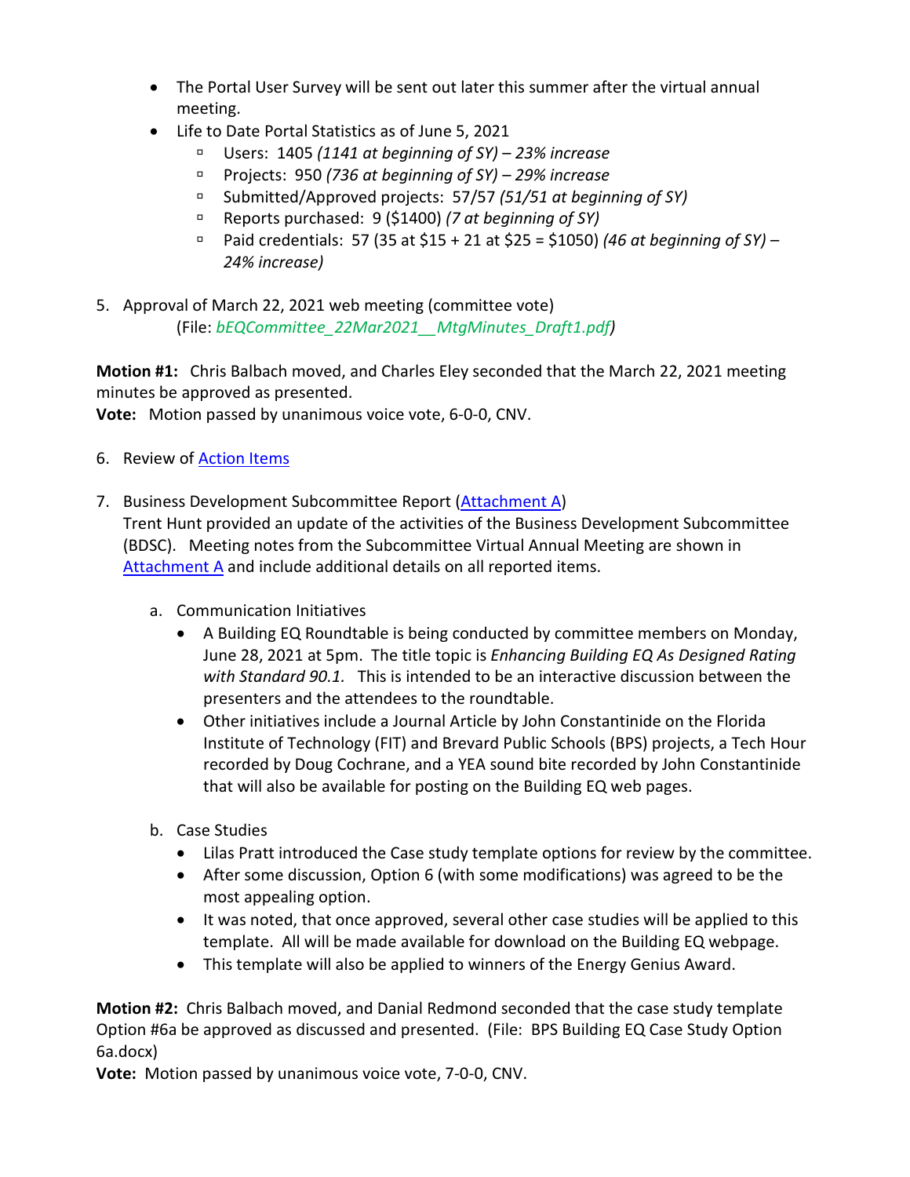- The Portal User Survey will be sent out later this summer after the virtual annual meeting.
- Life to Date Portal Statistics as of June 5, 2021
  - Users: 1405 *(1141 at beginning of SY) – 23% increase*
  - Projects: 950 *(736 at beginning of SY) – 29% increase*
  - Submitted/Approved projects: 57/57 *(51/51 at beginning of SY)*
  - Reports purchased: 9 ($1400) *(7 at beginning of SY)*
  - Paid credentials: 57 (35 at $15 + 21 at $25 = $1050) *(46 at beginning of SY) – 24% increase)*

5. Approval of March 22, 2021 web meeting (committee vote)
   (File: *bEQCommittee_22Mar2021__MtgMinutes_Draft1.pdf)*

**Motion #1:** Chris Balbach moved, and Charles Eley seconded that the March 22, 2021 meeting minutes be approved as presented.
**Vote:** Motion passed by unanimous voice vote, 6-0-0, CNV.

6. Review of Action Items

7. Business Development Subcommittee Report (Attachment A)
   Trent Hunt provided an update of the activities of the Business Development Subcommittee (BDSC). Meeting notes from the Subcommittee Virtual Annual Meeting are shown in Attachment A and include additional details on all reported items.

   a. Communication Initiatives
      - A Building EQ Roundtable is being conducted by committee members on Monday, June 28, 2021 at 5pm. The title topic is *Enhancing Building EQ As Designed Rating with Standard 90.1.* This is intended to be an interactive discussion between the presenters and the attendees to the roundtable.
      - Other initiatives include a Journal Article by John Constantinide on the Florida Institute of Technology (FIT) and Brevard Public Schools (BPS) projects, a Tech Hour recorded by Doug Cochrane, and a YEA sound bite recorded by John Constantinide that will also be available for posting on the Building EQ web pages.

   b. Case Studies
      - Lilas Pratt introduced the Case study template options for review by the committee.
      - After some discussion, Option 6 (with some modifications) was agreed to be the most appealing option.
      - It was noted, that once approved, several other case studies will be applied to this template. All will be made available for download on the Building EQ webpage.
      - This template will also be applied to winners of the Energy Genius Award.

**Motion #2:** Chris Balbach moved, and Danial Redmond seconded that the case study template Option #6a be approved as discussed and presented. (File: BPS Building EQ Case Study Option 6a.docx)
**Vote:** Motion passed by unanimous voice vote, 7-0-0, CNV.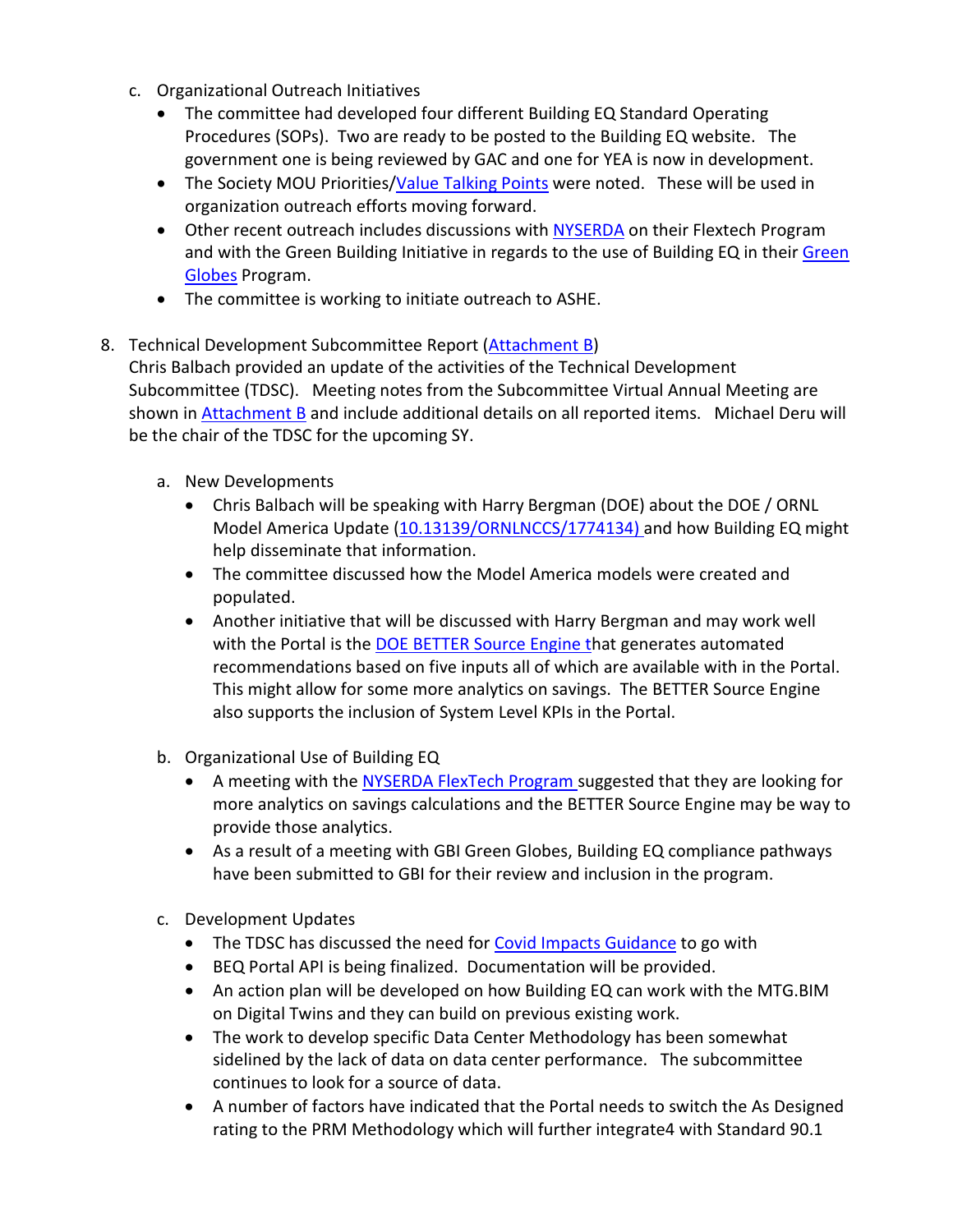c. Organizational Outreach Initiatives

- The committee had developed four different Building EQ Standard Operating Procedures (SOPs). Two are ready to be posted to the Building EQ website. The government one is being reviewed by GAC and one for YEA is now in development.
- The Society MOU Priorities/Value Talking Points were noted. These will be used in organization outreach efforts moving forward.
- Other recent outreach includes discussions with NYSERDA on their Flextech Program and with the Green Building Initiative in regards to the use of Building EQ in their Green Globes Program.
- The committee is working to initiate outreach to ASHE.

8. Technical Development Subcommittee Report (Attachment B)

Chris Balbach provided an update of the activities of the Technical Development Subcommittee (TDSC). Meeting notes from the Subcommittee Virtual Annual Meeting are shown in Attachment B and include additional details on all reported items. Michael Deru will be the chair of the TDSC for the upcoming SY.

a. New Developments

- Chris Balbach will be speaking with Harry Bergman (DOE) about the DOE / ORNL Model America Update (10.13139/ORNLNCCS/1774134) and how Building EQ might help disseminate that information.
- The committee discussed how the Model America models were created and populated.
- Another initiative that will be discussed with Harry Bergman and may work well with the Portal is the DOE BETTER Source Engine that generates automated recommendations based on five inputs all of which are available with in the Portal. This might allow for some more analytics on savings. The BETTER Source Engine also supports the inclusion of System Level KPIs in the Portal.

b. Organizational Use of Building EQ

- A meeting with the NYSERDA FlexTech Program suggested that they are looking for more analytics on savings calculations and the BETTER Source Engine may be way to provide those analytics.
- As a result of a meeting with GBI Green Globes, Building EQ compliance pathways have been submitted to GBI for their review and inclusion in the program.

c. Development Updates

- The TDSC has discussed the need for Covid Impacts Guidance to go with
- BEQ Portal API is being finalized. Documentation will be provided.
- An action plan will be developed on how Building EQ can work with the MTG.BIM on Digital Twins and they can build on previous existing work.
- The work to develop specific Data Center Methodology has been somewhat sidelined by the lack of data on data center performance. The subcommittee continues to look for a source of data.
- A number of factors have indicated that the Portal needs to switch the As Designed rating to the PRM Methodology which will further integrate4 with Standard 90.1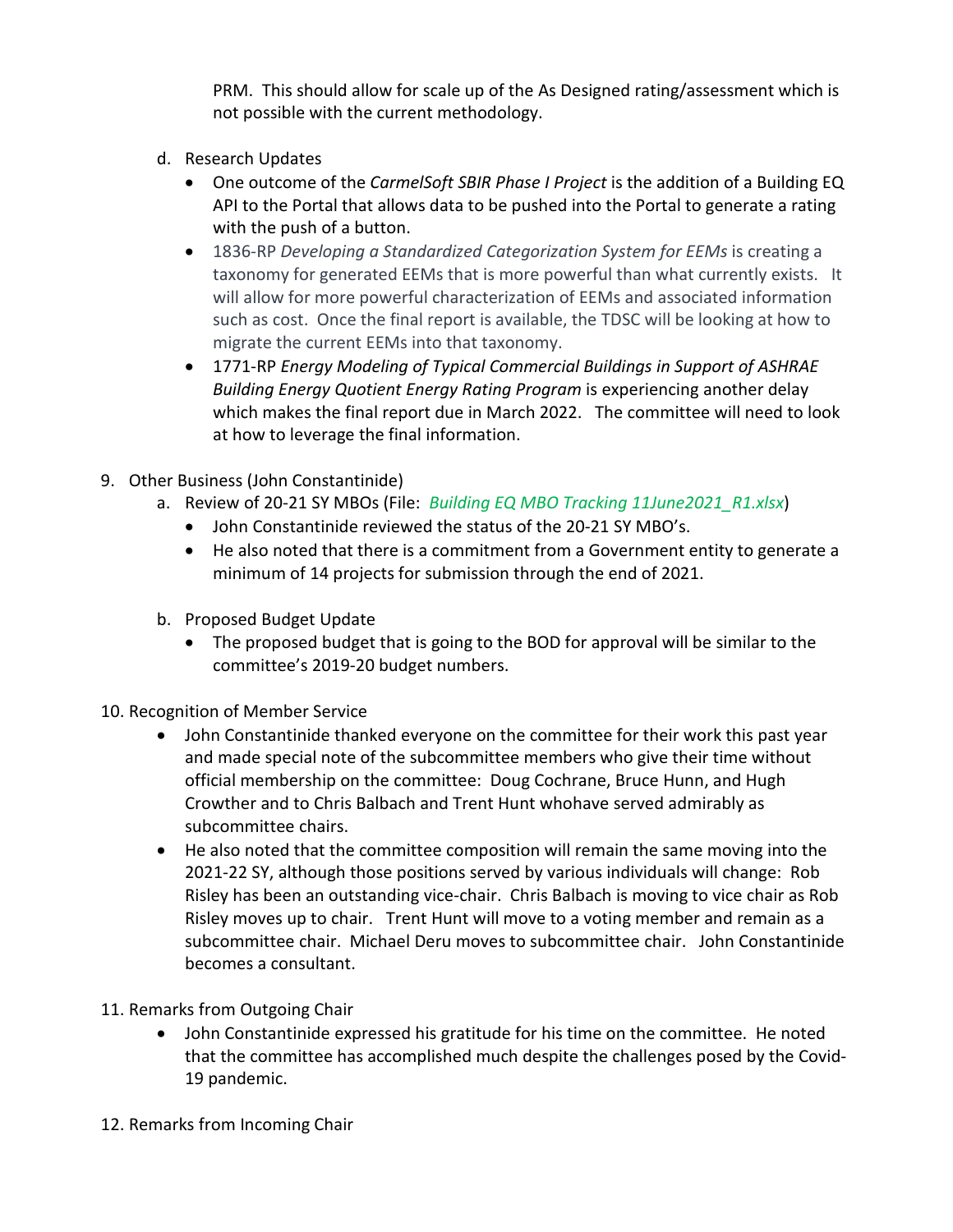PRM. This should allow for scale up of the As Designed rating/assessment which is not possible with the current methodology.

d. Research Updates
   - One outcome of the *CarmelSoft SBIR Phase I Project* is the addition of a Building EQ API to the Portal that allows data to be pushed into the Portal to generate a rating with the push of a button.
   - 1836-RP *Developing a Standardized Categorization System for EEMs* is creating a taxonomy for generated EEMs that is more powerful than what currently exists. It will allow for more powerful characterization of EEMs and associated information such as cost. Once the final report is available, the TDSC will be looking at how to migrate the current EEMs into that taxonomy.
   - 1771-RP *Energy Modeling of Typical Commercial Buildings in Support of ASHRAE Building Energy Quotient Energy Rating Program* is experiencing another delay which makes the final report due in March 2022. The committee will need to look at how to leverage the final information.

9. Other Business (John Constantinide)
   a. Review of 20-21 SY MBOs (File: *Building EQ MBO Tracking 11June2021_R1.xlsx*)
      - John Constantinide reviewed the status of the 20-21 SY MBO's.
      - He also noted that there is a commitment from a Government entity to generate a minimum of 14 projects for submission through the end of 2021.

   b. Proposed Budget Update
      - The proposed budget that is going to the BOD for approval will be similar to the committee's 2019-20 budget numbers.

10. Recognition of Member Service
    - John Constantinide thanked everyone on the committee for their work this past year and made special note of the subcommittee members who give their time without official membership on the committee: Doug Cochrane, Bruce Hunn, and Hugh Crowther and to Chris Balbach and Trent Hunt whohave served admirably as subcommittee chairs.
    - He also noted that the committee composition will remain the same moving into the 2021-22 SY, although those positions served by various individuals will change: Rob Risley has been an outstanding vice-chair. Chris Balbach is moving to vice chair as Rob Risley moves up to chair. Trent Hunt will move to a voting member and remain as a subcommittee chair. Michael Deru moves to subcommittee chair. John Constantinide becomes a consultant.

11. Remarks from Outgoing Chair
    - John Constantinide expressed his gratitude for his time on the committee. He noted that the committee has accomplished much despite the challenges posed by the Covid-19 pandemic.

12. Remarks from Incoming Chair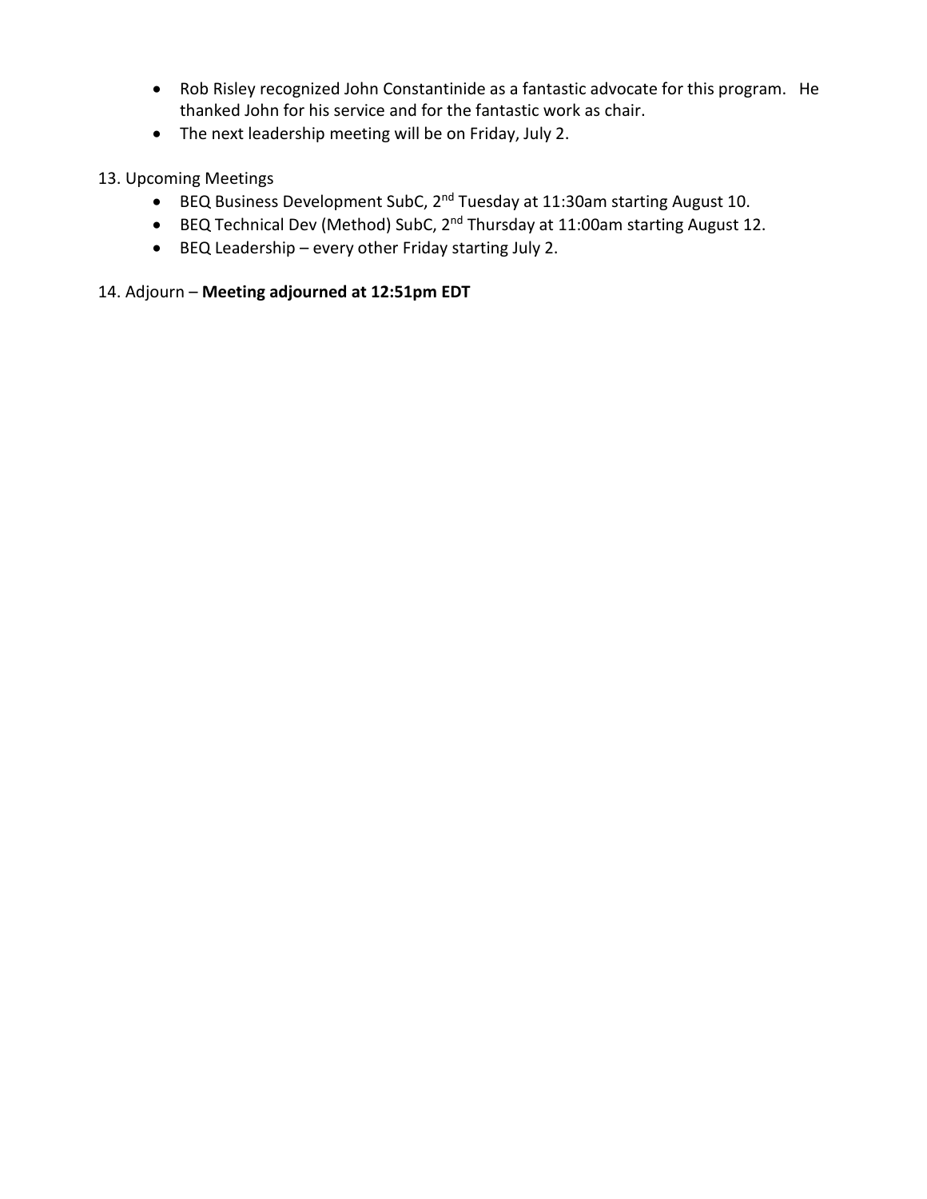- Rob Risley recognized John Constantinide as a fantastic advocate for this program. He thanked John for his service and for the fantastic work as chair.
- The next leadership meeting will be on Friday, July 2.

13. Upcoming Meetings
    - BEQ Business Development SubC, 2nd Tuesday at 11:30am starting August 10.
    - BEQ Technical Dev (Method) SubC, 2nd Thursday at 11:00am starting August 12.
    - BEQ Leadership – every other Friday starting July 2.

14. Adjourn – **Meeting adjourned at 12:51pm EDT**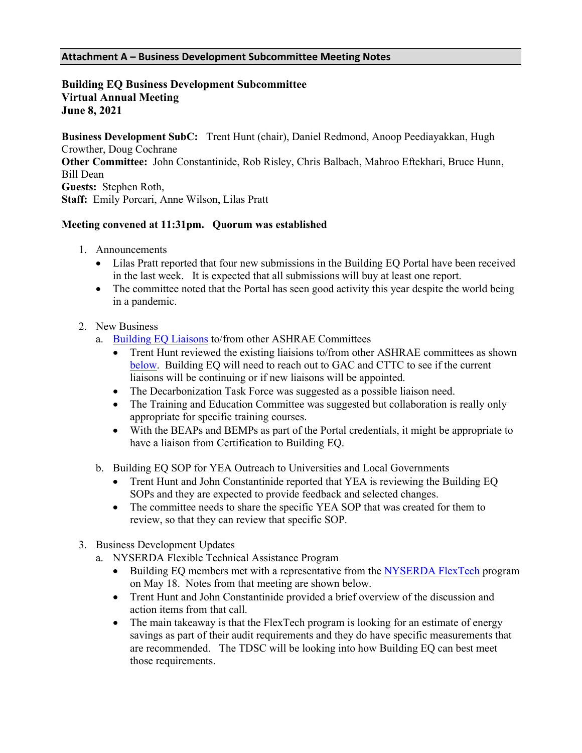**Attachment A – Business Development Subcommittee Meeting Notes**

**Building EQ Business Development Subcommittee**
**Virtual Annual Meeting**
**June 8, 2021**

**Business Development SubC:** Trent Hunt (chair), Daniel Redmond, Anoop Peediayakkan, Hugh Crowther, Doug Cochrane
**Other Committee:** John Constantinide, Rob Risley, Chris Balbach, Mahroo Eftekhari, Bruce Hunn, Bill Dean
**Guests:** Stephen Roth,
**Staff:** Emily Porcari, Anne Wilson, Lilas Pratt

**Meeting convened at 11:31pm. Quorum was established**

1. Announcements
   - Lilas Pratt reported that four new submissions in the Building EQ Portal have been received in the last week. It is expected that all submissions will buy at least one report.
   - The committee noted that the Portal has seen good activity this year despite the world being in a pandemic.

2. New Business
   a. Building EQ Liaisons to/from other ASHRAE Committees
      - Trent Hunt reviewed the existing liaisions to/from other ASHRAE committees as shown below. Building EQ will need to reach out to GAC and CTTC to see if the current liaisons will be continuing or if new liaisons will be appointed.
      - The Decarbonization Task Force was suggested as a possible liaison need.
      - The Training and Education Committee was suggested but collaboration is really only appropriate for specific training courses.
      - With the BEAPs and BEMPs as part of the Portal credentials, it might be appropriate to have a liaison from Certification to Building EQ.

   b. Building EQ SOP for YEA Outreach to Universities and Local Governments
      - Trent Hunt and John Constantinide reported that YEA is reviewing the Building EQ SOPs and they are expected to provide feedback and selected changes.
      - The committee needs to share the specific YEA SOP that was created for them to review, so that they can review that specific SOP.

3. Business Development Updates
   a. NYSERDA Flexible Technical Assistance Program
      - Building EQ members met with a representative from the NYSERDA FlexTech program on May 18. Notes from that meeting are shown below.
      - Trent Hunt and John Constantinide provided a brief overview of the discussion and action items from that call.
      - The main takeaway is that the FlexTech program is looking for an estimate of energy savings as part of their audit requirements and they do have specific measurements that are recommended. The TDSC will be looking into how Building EQ can best meet those requirements.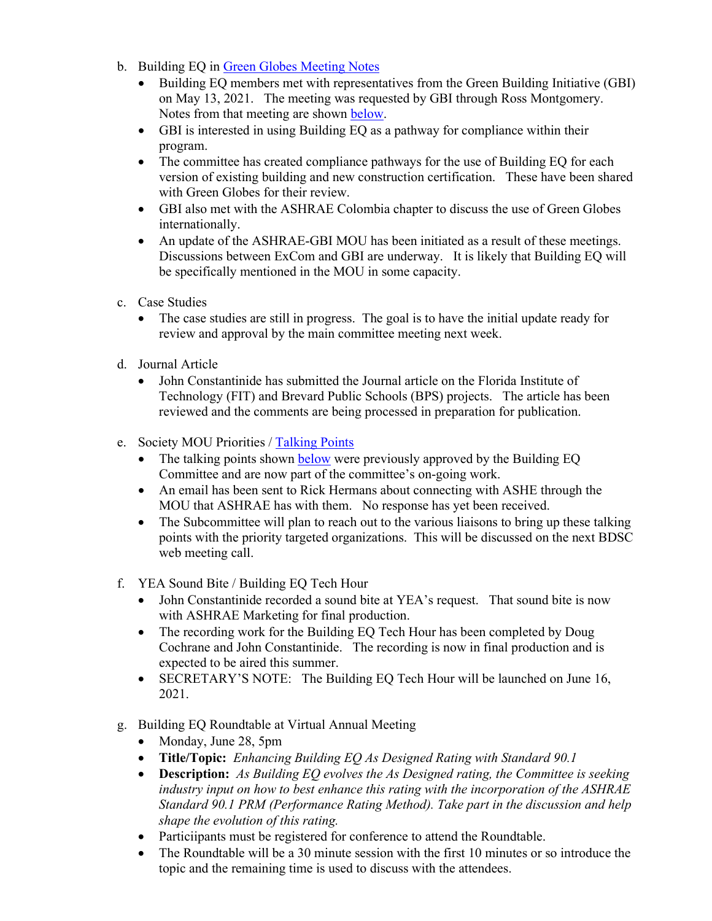b. Building EQ in [Green Globes Meeting Notes]
   - Building EQ members met with representatives from the Green Building Initiative (GBI) on May 13, 2021. The meeting was requested by GBI through Ross Montgomery. Notes from that meeting are shown [below].
   - GBI is interested in using Building EQ as a pathway for compliance within their program.
   - The committee has created compliance pathways for the use of Building EQ for each version of existing building and new construction certification. These have been shared with Green Globes for their review.
   - GBI also met with the ASHRAE Colombia chapter to discuss the use of Green Globes internationally.
   - An update of the ASHRAE-GBI MOU has been initiated as a result of these meetings. Discussions between ExCom and GBI are underway. It is likely that Building EQ will be specifically mentioned in the MOU in some capacity.

c. Case Studies
   - The case studies are still in progress. The goal is to have the initial update ready for review and approval by the main committee meeting next week.

d. Journal Article
   - John Constantinide has submitted the Journal article on the Florida Institute of Technology (FIT) and Brevard Public Schools (BPS) projects. The article has been reviewed and the comments are being processed in preparation for publication.

e. Society MOU Priorities / [Talking Points]
   - The talking points shown [below] were previously approved by the Building EQ Committee and are now part of the committee's on-going work.
   - An email has been sent to Rick Hermans about connecting with ASHE through the MOU that ASHRAE has with them. No response has yet been received.
   - The Subcommittee will plan to reach out to the various liaisons to bring up these talking points with the priority targeted organizations. This will be discussed on the next BDSC web meeting call.

f. YEA Sound Bite / Building EQ Tech Hour
   - John Constantinide recorded a sound bite at YEA's request. That sound bite is now with ASHRAE Marketing for final production.
   - The recording work for the Building EQ Tech Hour has been completed by Doug Cochrane and John Constantinide. The recording is now in final production and is expected to be aired this summer.
   - SECRETARY'S NOTE: The Building EQ Tech Hour will be launched on June 16, 2021.

g. Building EQ Roundtable at Virtual Annual Meeting
   - Monday, June 28, 5pm
   - **Title/Topic:** *Enhancing Building EQ As Designed Rating with Standard 90.1*
   - **Description:** *As Building EQ evolves the As Designed rating, the Committee is seeking industry input on how to best enhance this rating with the incorporation of the ASHRAE Standard 90.1 PRM (Performance Rating Method). Take part in the discussion and help shape the evolution of this rating.*
   - Particiipants must be registered for conference to attend the Roundtable.
   - The Roundtable will be a 30 minute session with the first 10 minutes or so introduce the topic and the remaining time is used to discuss with the attendees.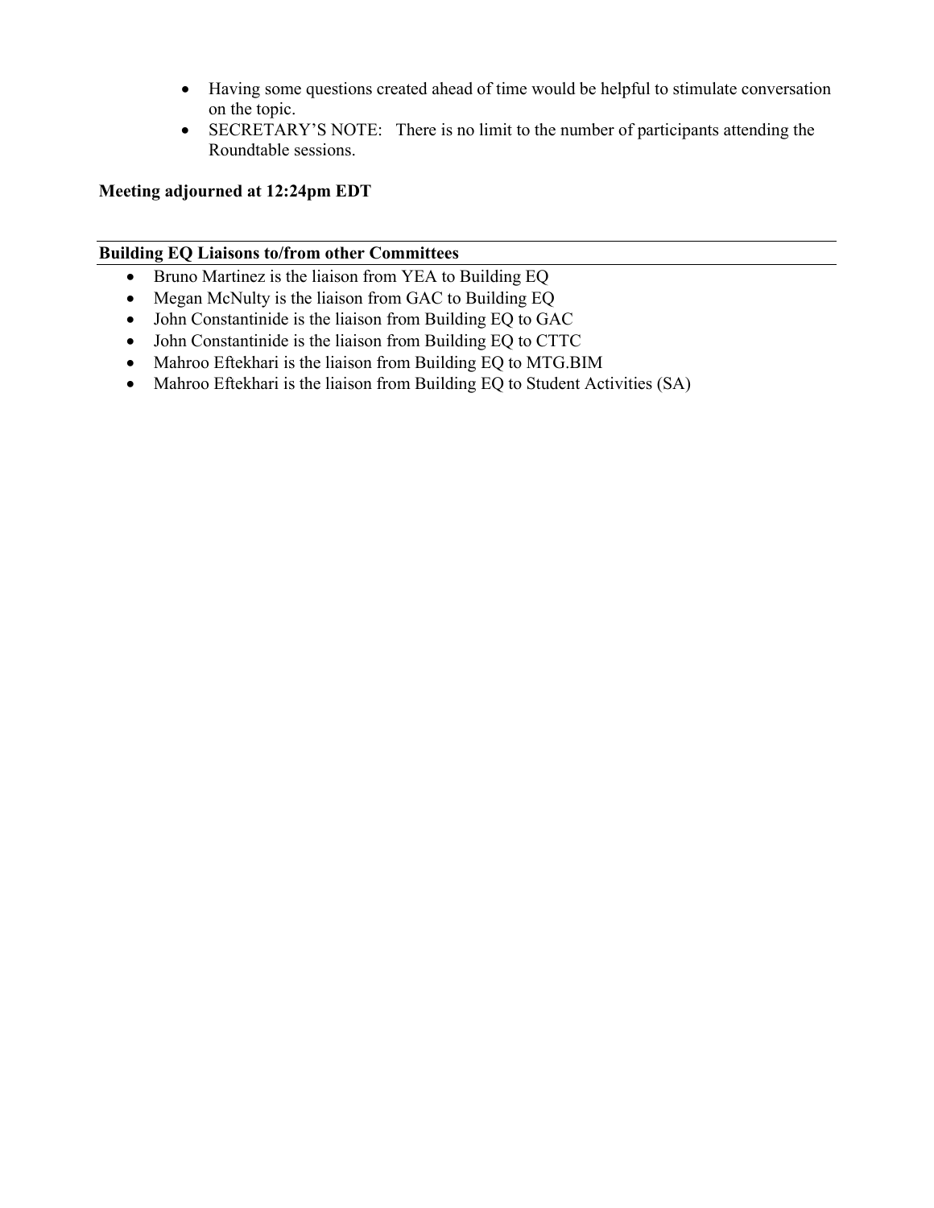- Having some questions created ahead of time would be helpful to stimulate conversation on the topic.
- SECRETARY'S NOTE: There is no limit to the number of participants attending the Roundtable sessions.

**Meeting adjourned at 12:24pm EDT**

**Building EQ Liaisons to/from other Committees**

- Bruno Martinez is the liaison from YEA to Building EQ
- Megan McNulty is the liaison from GAC to Building EQ
- John Constantinide is the liaison from Building EQ to GAC
- John Constantinide is the liaison from Building EQ to CTTC
- Mahroo Eftekhari is the liaison from Building EQ to MTG.BIM
- Mahroo Eftekhari is the liaison from Building EQ to Student Activities (SA)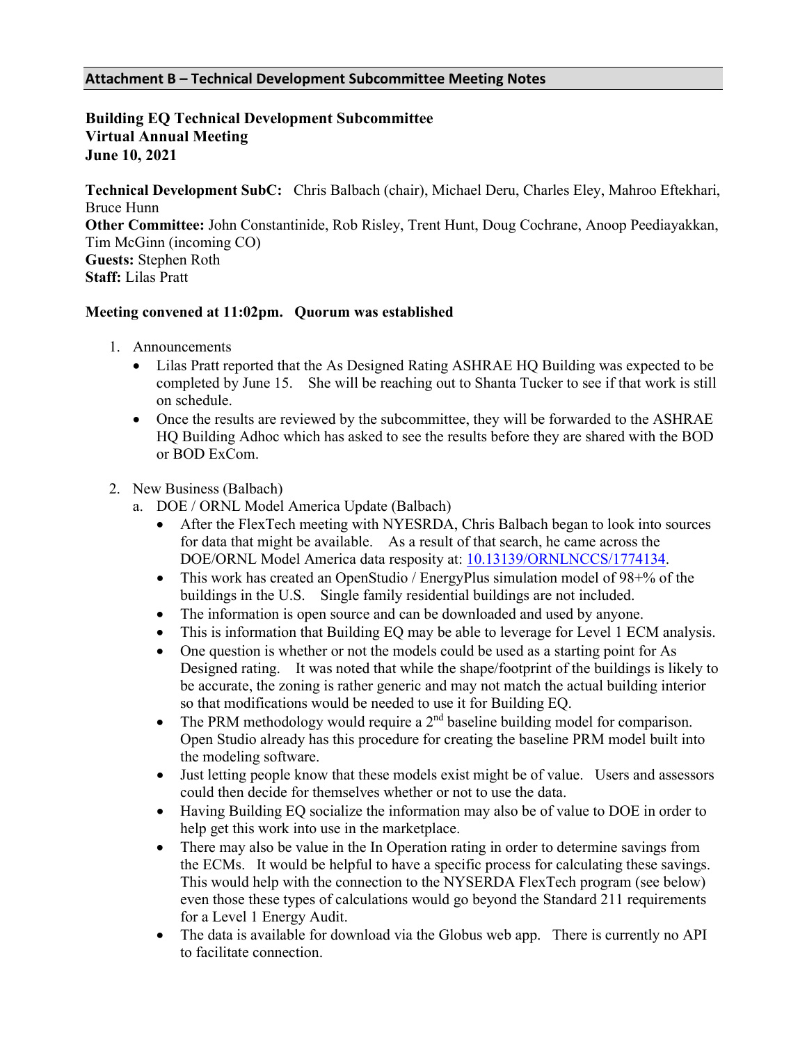## Attachment B – Technical Development Subcommittee Meeting Notes

**Building EQ Technical Development Subcommittee**
**Virtual Annual Meeting**
**June 10, 2021**

**Technical Development SubC:** Chris Balbach (chair), Michael Deru, Charles Eley, Mahroo Eftekhari, Bruce Hunn
**Other Committee:** John Constantinide, Rob Risley, Trent Hunt, Doug Cochrane, Anoop Peediayakkan, Tim McGinn (incoming CO)
**Guests:** Stephen Roth
**Staff:** Lilas Pratt

**Meeting convened at 11:02pm. Quorum was established**

1. Announcements
   - Lilas Pratt reported that the As Designed Rating ASHRAE HQ Building was expected to be completed by June 15. She will be reaching out to Shanta Tucker to see if that work is still on schedule.
   - Once the results are reviewed by the subcommittee, they will be forwarded to the ASHRAE HQ Building Adhoc which has asked to see the results before they are shared with the BOD or BOD ExCom.

2. New Business (Balbach)
   a. DOE / ORNL Model America Update (Balbach)
      - After the FlexTech meeting with NYESRDA, Chris Balbach began to look into sources for data that might be available. As a result of that search, he came across the DOE/ORNL Model America data resposity at: 10.13139/ORNLNCCS/1774134.
      - This work has created an OpenStudio / EnergyPlus simulation model of 98+% of the buildings in the U.S. Single family residential buildings are not included.
      - The information is open source and can be downloaded and used by anyone.
      - This is information that Building EQ may be able to leverage for Level 1 ECM analysis.
      - One question is whether or not the models could be used as a starting point for As Designed rating. It was noted that while the shape/footprint of the buildings is likely to be accurate, the zoning is rather generic and may not match the actual building interior so that modifications would be needed to use it for Building EQ.
      - The PRM methodology would require a 2nd baseline building model for comparison. Open Studio already has this procedure for creating the baseline PRM model built into the modeling software.
      - Just letting people know that these models exist might be of value. Users and assessors could then decide for themselves whether or not to use the data.
      - Having Building EQ socialize the information may also be of value to DOE in order to help get this work into use in the marketplace.
      - There may also be value in the In Operation rating in order to determine savings from the ECMs. It would be helpful to have a specific process for calculating these savings. This would help with the connection to the NYSERDA FlexTech program (see below) even those these types of calculations would go beyond the Standard 211 requirements for a Level 1 Energy Audit.
      - The data is available for download via the Globus web app. There is currently no API to facilitate connection.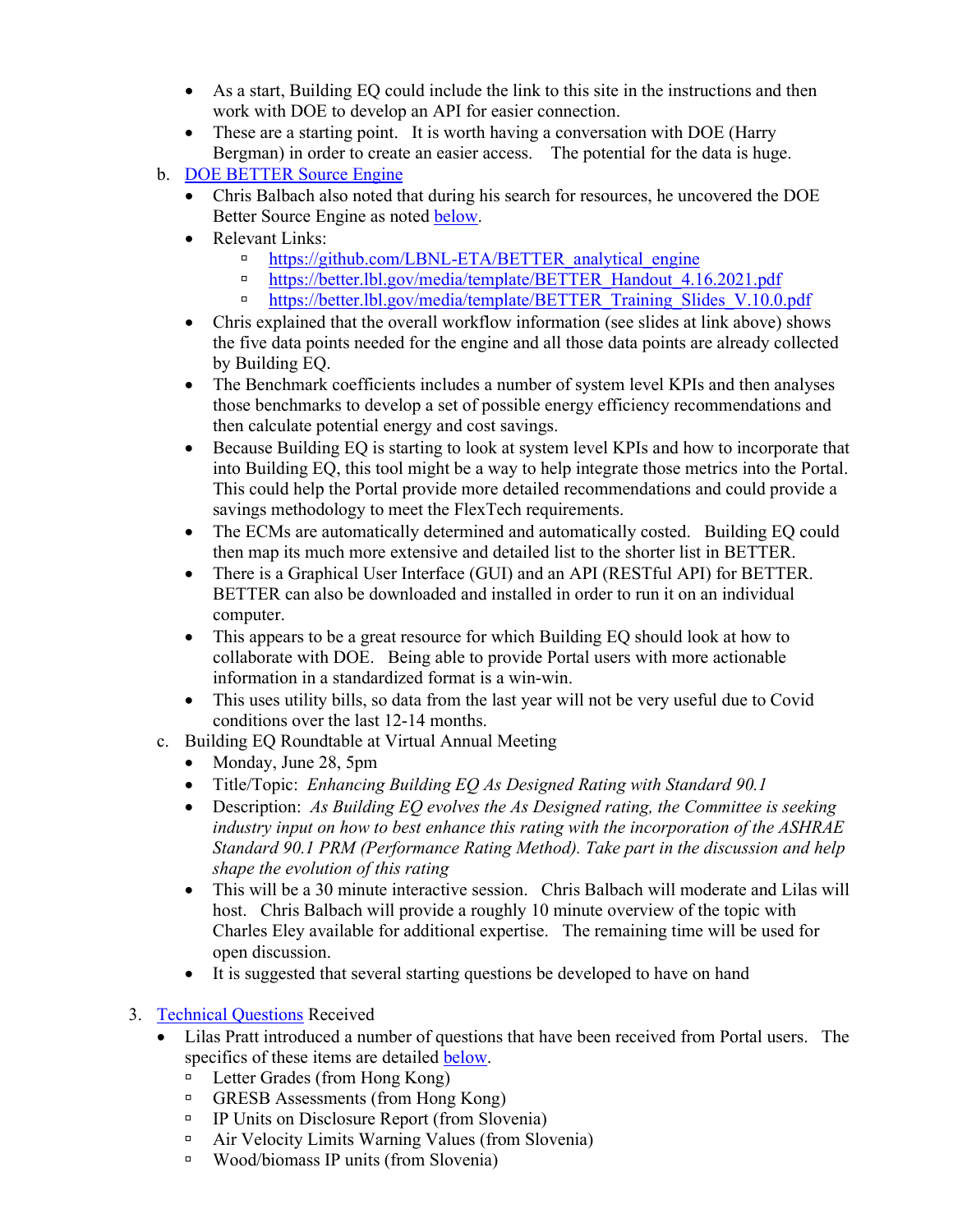- As a start, Building EQ could include the link to this site in the instructions and then work with DOE to develop an API for easier connection.
- These are a starting point. It is worth having a conversation with DOE (Harry Bergman) in order to create an easier access. The potential for the data is huge.

b. DOE BETTER Source Engine

- Chris Balbach also noted that during his search for resources, he uncovered the DOE Better Source Engine as noted below.
- Relevant Links:
  - https://github.com/LBNL-ETA/BETTER_analytical_engine
  - https://better.lbl.gov/media/template/BETTER_Handout_4.16.2021.pdf
  - https://better.lbl.gov/media/template/BETTER_Training_Slides_V.10.0.pdf
- Chris explained that the overall workflow information (see slides at link above) shows the five data points needed for the engine and all those data points are already collected by Building EQ.
- The Benchmark coefficients includes a number of system level KPIs and then analyses those benchmarks to develop a set of possible energy efficiency recommendations and then calculate potential energy and cost savings.
- Because Building EQ is starting to look at system level KPIs and how to incorporate that into Building EQ, this tool might be a way to help integrate those metrics into the Portal. This could help the Portal provide more detailed recommendations and could provide a savings methodology to meet the FlexTech requirements.
- The ECMs are automatically determined and automatically costed. Building EQ could then map its much more extensive and detailed list to the shorter list in BETTER.
- There is a Graphical User Interface (GUI) and an API (RESTful API) for BETTER. BETTER can also be downloaded and installed in order to run it on an individual computer.
- This appears to be a great resource for which Building EQ should look at how to collaborate with DOE. Being able to provide Portal users with more actionable information in a standardized format is a win-win.
- This uses utility bills, so data from the last year will not be very useful due to Covid conditions over the last 12-14 months.

c. Building EQ Roundtable at Virtual Annual Meeting

- Monday, June 28, 5pm
- Title/Topic: *Enhancing Building EQ As Designed Rating with Standard 90.1*
- Description: *As Building EQ evolves the As Designed rating, the Committee is seeking industry input on how to best enhance this rating with the incorporation of the ASHRAE Standard 90.1 PRM (Performance Rating Method). Take part in the discussion and help shape the evolution of this rating*
- This will be a 30 minute interactive session. Chris Balbach will moderate and Lilas will host. Chris Balbach will provide a roughly 10 minute overview of the topic with Charles Eley available for additional expertise. The remaining time will be used for open discussion.
- It is suggested that several starting questions be developed to have on hand

3. Technical Questions Received

- Lilas Pratt introduced a number of questions that have been received from Portal users. The specifics of these items are detailed below.
  - Letter Grades (from Hong Kong)
  - GRESB Assessments (from Hong Kong)
  - IP Units on Disclosure Report (from Slovenia)
  - Air Velocity Limits Warning Values (from Slovenia)
  - Wood/biomass IP units (from Slovenia)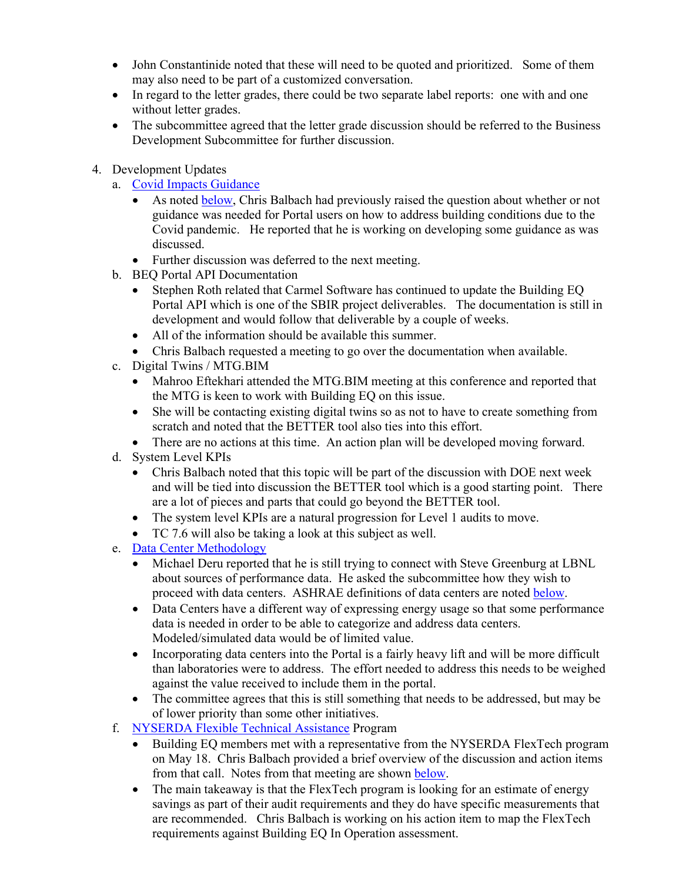- John Constantinide noted that these will need to be quoted and prioritized. Some of them may also need to be part of a customized conversation.
- In regard to the letter grades, there could be two separate label reports: one with and one without letter grades.
- The subcommittee agreed that the letter grade discussion should be referred to the Business Development Subcommittee for further discussion.

4. Development Updates
   a. Covid Impacts Guidance
      - As noted below, Chris Balbach had previously raised the question about whether or not guidance was needed for Portal users on how to address building conditions due to the Covid pandemic. He reported that he is working on developing some guidance as was discussed.
      - Further discussion was deferred to the next meeting.
   b. BEQ Portal API Documentation
      - Stephen Roth related that Carmel Software has continued to update the Building EQ Portal API which is one of the SBIR project deliverables. The documentation is still in development and would follow that deliverable by a couple of weeks.
      - All of the information should be available this summer.
      - Chris Balbach requested a meeting to go over the documentation when available.
   c. Digital Twins / MTG.BIM
      - Mahroo Eftekhari attended the MTG.BIM meeting at this conference and reported that the MTG is keen to work with Building EQ on this issue.
      - She will be contacting existing digital twins so as not to have to create something from scratch and noted that the BETTER tool also ties into this effort.
      - There are no actions at this time. An action plan will be developed moving forward.
   d. System Level KPIs
      - Chris Balbach noted that this topic will be part of the discussion with DOE next week and will be tied into discussion the BETTER tool which is a good starting point. There are a lot of pieces and parts that could go beyond the BETTER tool.
      - The system level KPIs are a natural progression for Level 1 audits to move.
      - TC 7.6 will also be taking a look at this subject as well.
   e. Data Center Methodology
      - Michael Deru reported that he is still trying to connect with Steve Greenburg at LBNL about sources of performance data. He asked the subcommittee how they wish to proceed with data centers. ASHRAE definitions of data centers are noted below.
      - Data Centers have a different way of expressing energy usage so that some performance data is needed in order to be able to categorize and address data centers. Modeled/simulated data would be of limited value.
      - Incorporating data centers into the Portal is a fairly heavy lift and will be more difficult than laboratories were to address. The effort needed to address this needs to be weighed against the value received to include them in the portal.
      - The committee agrees that this is still something that needs to be addressed, but may be of lower priority than some other initiatives.
   f. NYSERDA Flexible Technical Assistance Program
      - Building EQ members met with a representative from the NYSERDA FlexTech program on May 18. Chris Balbach provided a brief overview of the discussion and action items from that call. Notes from that meeting are shown below.
      - The main takeaway is that the FlexTech program is looking for an estimate of energy savings as part of their audit requirements and they do have specific measurements that are recommended. Chris Balbach is working on his action item to map the FlexTech requirements against Building EQ In Operation assessment.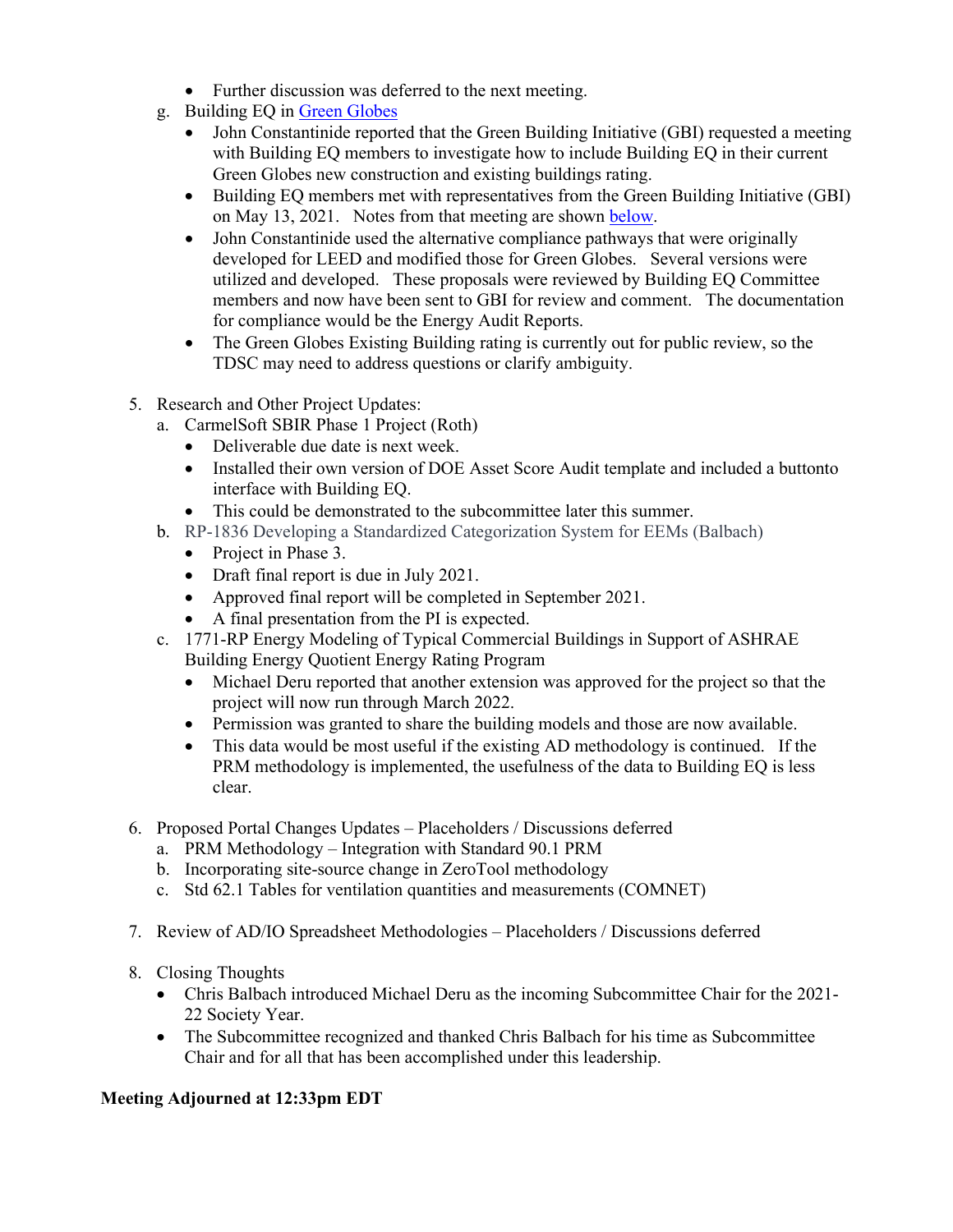- Further discussion was deferred to the next meeting.

g. Building EQ in Green Globes
   - John Constantinide reported that the Green Building Initiative (GBI) requested a meeting with Building EQ members to investigate how to include Building EQ in their current Green Globes new construction and existing buildings rating.
   - Building EQ members met with representatives from the Green Building Initiative (GBI) on May 13, 2021. Notes from that meeting are shown below.
   - John Constantinide used the alternative compliance pathways that were originally developed for LEED and modified those for Green Globes. Several versions were utilized and developed. These proposals were reviewed by Building EQ Committee members and now have been sent to GBI for review and comment. The documentation for compliance would be the Energy Audit Reports.
   - The Green Globes Existing Building rating is currently out for public review, so the TDSC may need to address questions or clarify ambiguity.

5. Research and Other Project Updates:
   a. CarmelSoft SBIR Phase 1 Project (Roth)
      - Deliverable due date is next week.
      - Installed their own version of DOE Asset Score Audit template and included a buttonto interface with Building EQ.
      - This could be demonstrated to the subcommittee later this summer.
   b. RP-1836 Developing a Standardized Categorization System for EEMs (Balbach)
      - Project in Phase 3.
      - Draft final report is due in July 2021.
      - Approved final report will be completed in September 2021.
      - A final presentation from the PI is expected.
   c. 1771-RP Energy Modeling of Typical Commercial Buildings in Support of ASHRAE Building Energy Quotient Energy Rating Program
      - Michael Deru reported that another extension was approved for the project so that the project will now run through March 2022.
      - Permission was granted to share the building models and those are now available.
      - This data would be most useful if the existing AD methodology is continued. If the PRM methodology is implemented, the usefulness of the data to Building EQ is less clear.

6. Proposed Portal Changes Updates – Placeholders / Discussions deferred
   a. PRM Methodology – Integration with Standard 90.1 PRM
   b. Incorporating site-source change in ZeroTool methodology
   c. Std 62.1 Tables for ventilation quantities and measurements (COMNET)

7. Review of AD/IO Spreadsheet Methodologies – Placeholders / Discussions deferred

8. Closing Thoughts
   - Chris Balbach introduced Michael Deru as the incoming Subcommittee Chair for the 2021-22 Society Year.
   - The Subcommittee recognized and thanked Chris Balbach for his time as Subcommittee Chair and for all that has been accomplished under this leadership.

**Meeting Adjourned at 12:33pm EDT**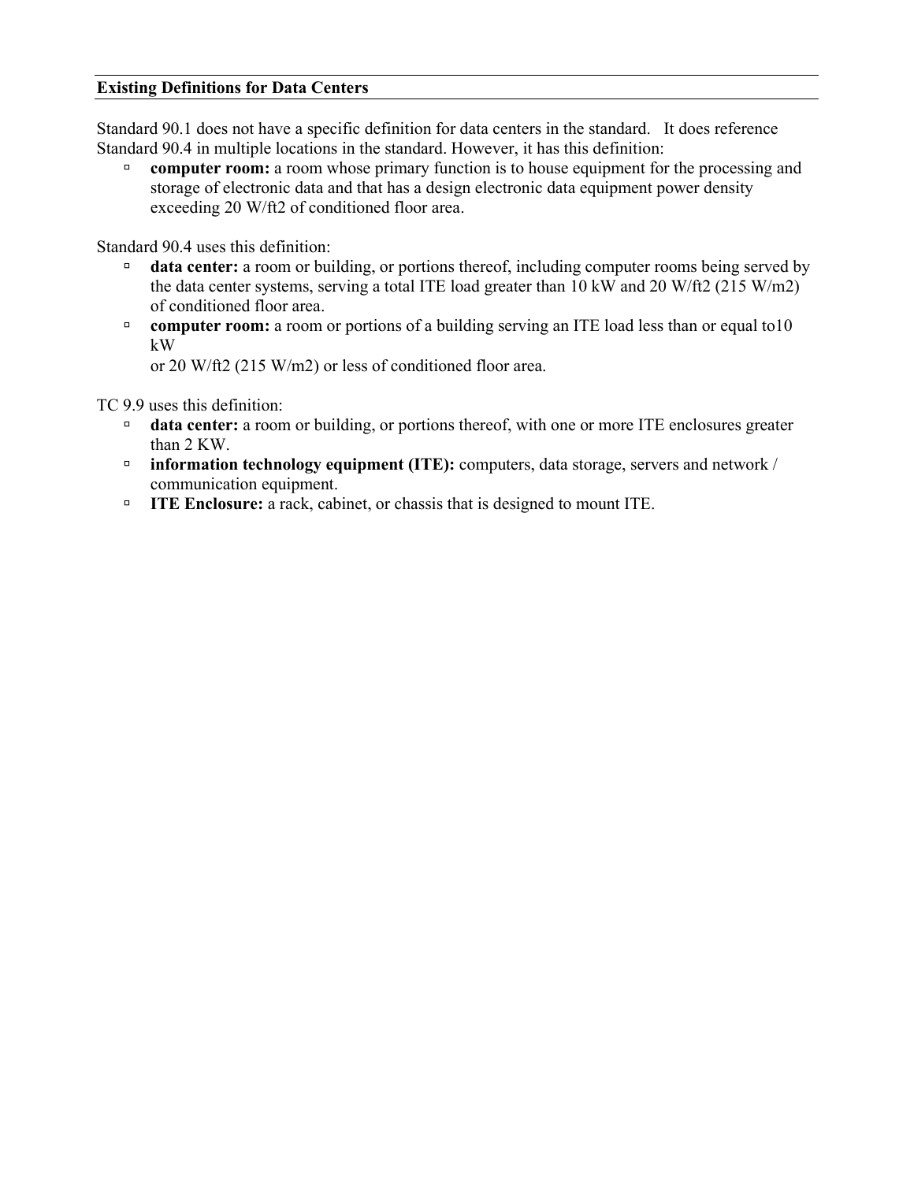## Existing Definitions for Data Centers

Standard 90.1 does not have a specific definition for data centers in the standard. It does reference Standard 90.4 in multiple locations in the standard. However, it has this definition:

- **computer room:** a room whose primary function is to house equipment for the processing and storage of electronic data and that has a design electronic data equipment power density exceeding 20 W/ft2 of conditioned floor area.

Standard 90.4 uses this definition:

- **data center:** a room or building, or portions thereof, including computer rooms being served by the data center systems, serving a total ITE load greater than 10 kW and 20 W/ft2 (215 W/m2) of conditioned floor area.
- **computer room:** a room or portions of a building serving an ITE load less than or equal to10 kW
  or 20 W/ft2 (215 W/m2) or less of conditioned floor area.

TC 9.9 uses this definition:

- **data center:** a room or building, or portions thereof, with one or more ITE enclosures greater than 2 KW.
- **information technology equipment (ITE):** computers, data storage, servers and network / communication equipment.
- **ITE Enclosure:** a rack, cabinet, or chassis that is designed to mount ITE.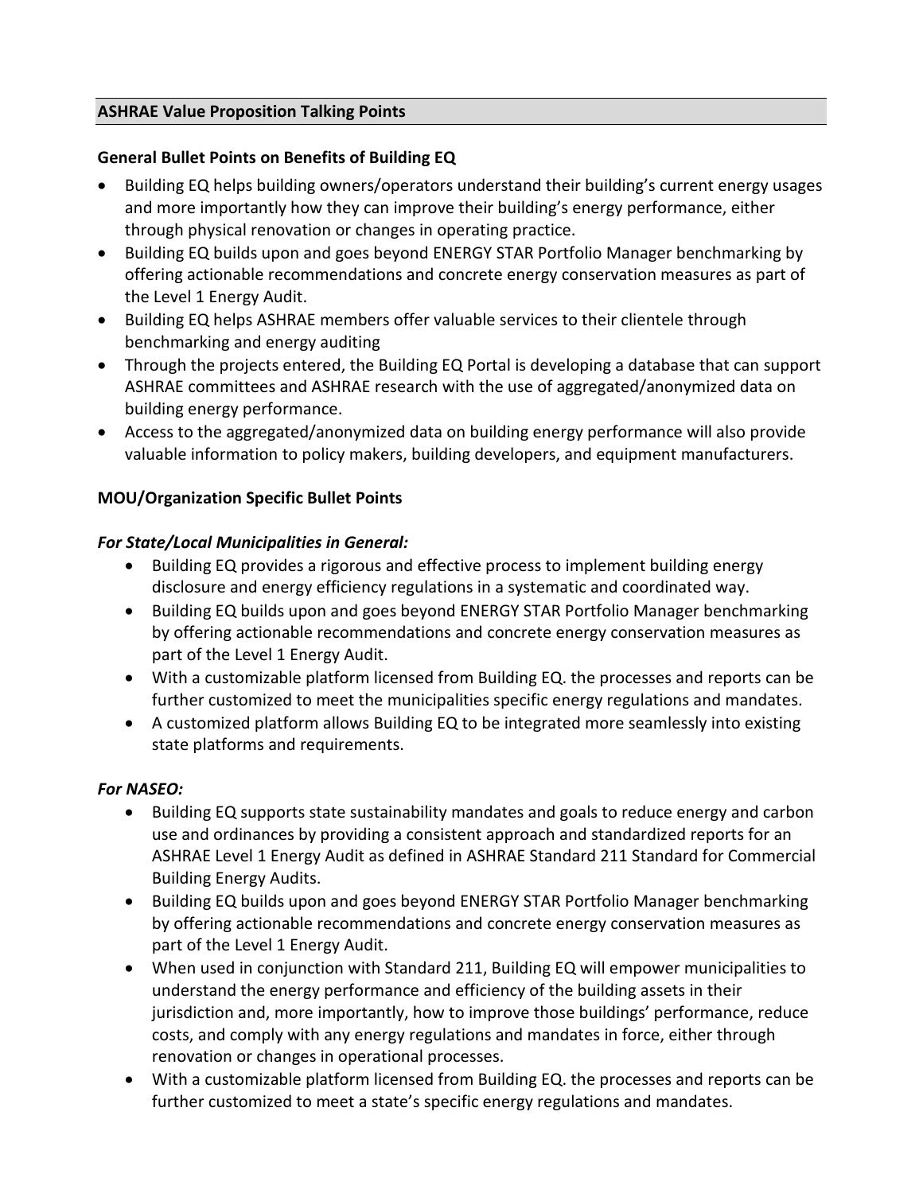## ASHRAE Value Proposition Talking Points

### General Bullet Points on Benefits of Building EQ

- Building EQ helps building owners/operators understand their building's current energy usages and more importantly how they can improve their building's energy performance, either through physical renovation or changes in operating practice.
- Building EQ builds upon and goes beyond ENERGY STAR Portfolio Manager benchmarking by offering actionable recommendations and concrete energy conservation measures as part of the Level 1 Energy Audit.
- Building EQ helps ASHRAE members offer valuable services to their clientele through benchmarking and energy auditing
- Through the projects entered, the Building EQ Portal is developing a database that can support ASHRAE committees and ASHRAE research with the use of aggregated/anonymized data on building energy performance.
- Access to the aggregated/anonymized data on building energy performance will also provide valuable information to policy makers, building developers, and equipment manufacturers.

### MOU/Organization Specific Bullet Points

#### *For State/Local Municipalities in General:*

- Building EQ provides a rigorous and effective process to implement building energy disclosure and energy efficiency regulations in a systematic and coordinated way.
- Building EQ builds upon and goes beyond ENERGY STAR Portfolio Manager benchmarking by offering actionable recommendations and concrete energy conservation measures as part of the Level 1 Energy Audit.
- With a customizable platform licensed from Building EQ. the processes and reports can be further customized to meet the municipalities specific energy regulations and mandates.
- A customized platform allows Building EQ to be integrated more seamlessly into existing state platforms and requirements.

#### *For NASEO:*

- Building EQ supports state sustainability mandates and goals to reduce energy and carbon use and ordinances by providing a consistent approach and standardized reports for an ASHRAE Level 1 Energy Audit as defined in ASHRAE Standard 211 Standard for Commercial Building Energy Audits.
- Building EQ builds upon and goes beyond ENERGY STAR Portfolio Manager benchmarking by offering actionable recommendations and concrete energy conservation measures as part of the Level 1 Energy Audit.
- When used in conjunction with Standard 211, Building EQ will empower municipalities to understand the energy performance and efficiency of the building assets in their jurisdiction and, more importantly, how to improve those buildings' performance, reduce costs, and comply with any energy regulations and mandates in force, either through renovation or changes in operational processes.
- With a customizable platform licensed from Building EQ. the processes and reports can be further customized to meet a state's specific energy regulations and mandates.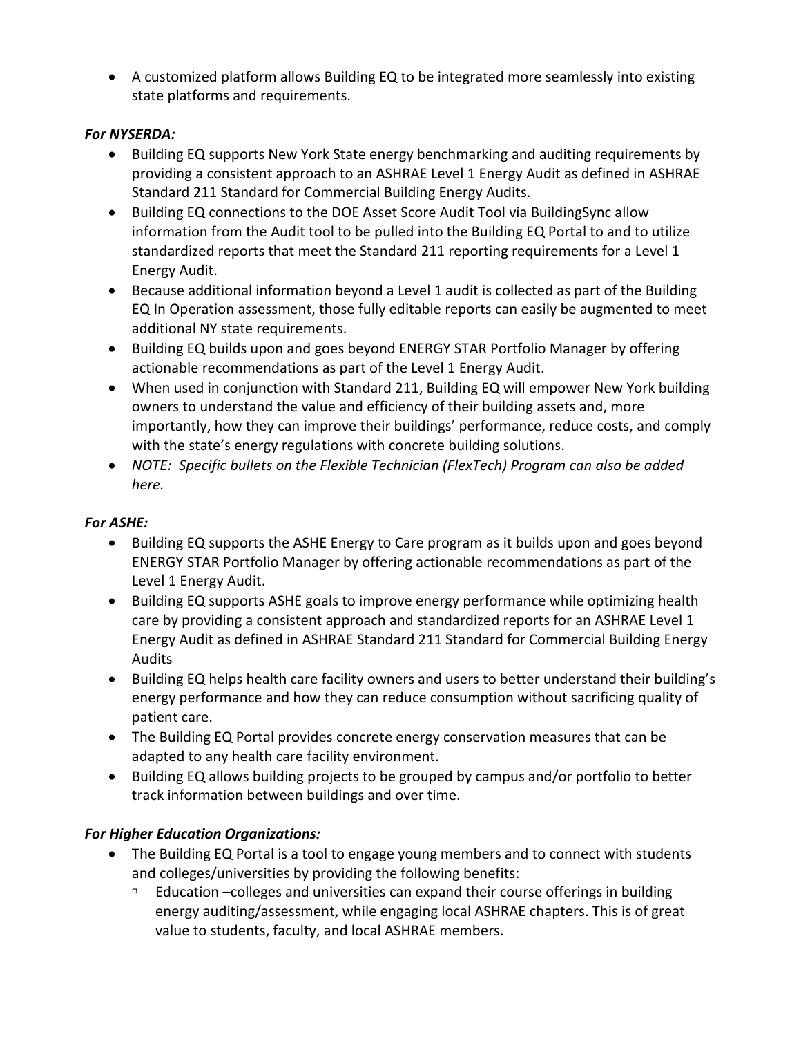- A customized platform allows Building EQ to be integrated more seamlessly into existing state platforms and requirements.

***For NYSERDA:***

- Building EQ supports New York State energy benchmarking and auditing requirements by providing a consistent approach to an ASHRAE Level 1 Energy Audit as defined in ASHRAE Standard 211 Standard for Commercial Building Energy Audits.
- Building EQ connections to the DOE Asset Score Audit Tool via BuildingSync allow information from the Audit tool to be pulled into the Building EQ Portal to and to utilize standardized reports that meet the Standard 211 reporting requirements for a Level 1 Energy Audit.
- Because additional information beyond a Level 1 audit is collected as part of the Building EQ In Operation assessment, those fully editable reports can easily be augmented to meet additional NY state requirements.
- Building EQ builds upon and goes beyond ENERGY STAR Portfolio Manager by offering actionable recommendations as part of the Level 1 Energy Audit.
- When used in conjunction with Standard 211, Building EQ will empower New York building owners to understand the value and efficiency of their building assets and, more importantly, how they can improve their buildings' performance, reduce costs, and comply with the state's energy regulations with concrete building solutions.
- *NOTE: Specific bullets on the Flexible Technician (FlexTech) Program can also be added here.*

***For ASHE:***

- Building EQ supports the ASHE Energy to Care program as it builds upon and goes beyond ENERGY STAR Portfolio Manager by offering actionable recommendations as part of the Level 1 Energy Audit.
- Building EQ supports ASHE goals to improve energy performance while optimizing health care by providing a consistent approach and standardized reports for an ASHRAE Level 1 Energy Audit as defined in ASHRAE Standard 211 Standard for Commercial Building Energy Audits
- Building EQ helps health care facility owners and users to better understand their building's energy performance and how they can reduce consumption without sacrificing quality of patient care.
- The Building EQ Portal provides concrete energy conservation measures that can be adapted to any health care facility environment.
- Building EQ allows building projects to be grouped by campus and/or portfolio to better track information between buildings and over time.

***For Higher Education Organizations:***

- The Building EQ Portal is a tool to engage young members and to connect with students and colleges/universities by providing the following benefits:
    - Education –colleges and universities can expand their course offerings in building energy auditing/assessment, while engaging local ASHRAE chapters. This is of great value to students, faculty, and local ASHRAE members.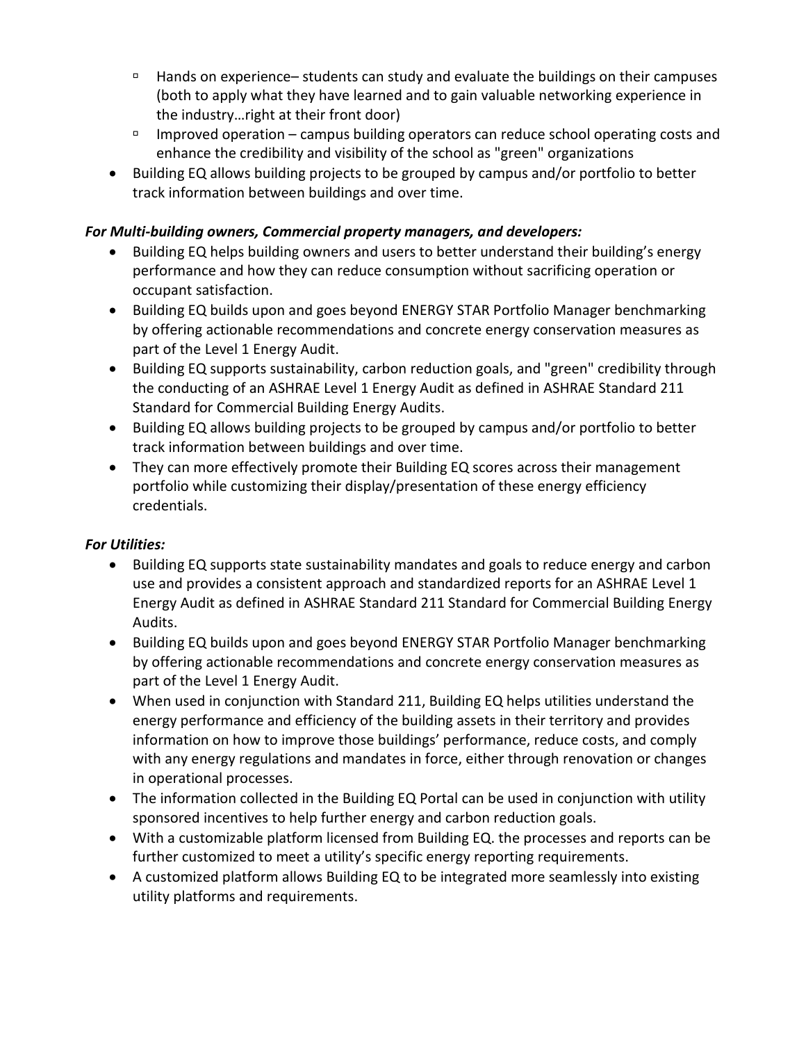- Hands on experience– students can study and evaluate the buildings on their campuses (both to apply what they have learned and to gain valuable networking experience in the industry…right at their front door)
   - Improved operation – campus building operators can reduce school operating costs and enhance the credibility and visibility of the school as "green" organizations
- Building EQ allows building projects to be grouped by campus and/or portfolio to better track information between buildings and over time.

***For Multi-building owners, Commercial property managers, and developers:***

- Building EQ helps building owners and users to better understand their building's energy performance and how they can reduce consumption without sacrificing operation or occupant satisfaction.
- Building EQ builds upon and goes beyond ENERGY STAR Portfolio Manager benchmarking by offering actionable recommendations and concrete energy conservation measures as part of the Level 1 Energy Audit.
- Building EQ supports sustainability, carbon reduction goals, and "green" credibility through the conducting of an ASHRAE Level 1 Energy Audit as defined in ASHRAE Standard 211 Standard for Commercial Building Energy Audits.
- Building EQ allows building projects to be grouped by campus and/or portfolio to better track information between buildings and over time.
- They can more effectively promote their Building EQ scores across their management portfolio while customizing their display/presentation of these energy efficiency credentials.

***For Utilities:***

- Building EQ supports state sustainability mandates and goals to reduce energy and carbon use and provides a consistent approach and standardized reports for an ASHRAE Level 1 Energy Audit as defined in ASHRAE Standard 211 Standard for Commercial Building Energy Audits.
- Building EQ builds upon and goes beyond ENERGY STAR Portfolio Manager benchmarking by offering actionable recommendations and concrete energy conservation measures as part of the Level 1 Energy Audit.
- When used in conjunction with Standard 211, Building EQ helps utilities understand the energy performance and efficiency of the building assets in their territory and provides information on how to improve those buildings' performance, reduce costs, and comply with any energy regulations and mandates in force, either through renovation or changes in operational processes.
- The information collected in the Building EQ Portal can be used in conjunction with utility sponsored incentives to help further energy and carbon reduction goals.
- With a customizable platform licensed from Building EQ. the processes and reports can be further customized to meet a utility's specific energy reporting requirements.
- A customized platform allows Building EQ to be integrated more seamlessly into existing utility platforms and requirements.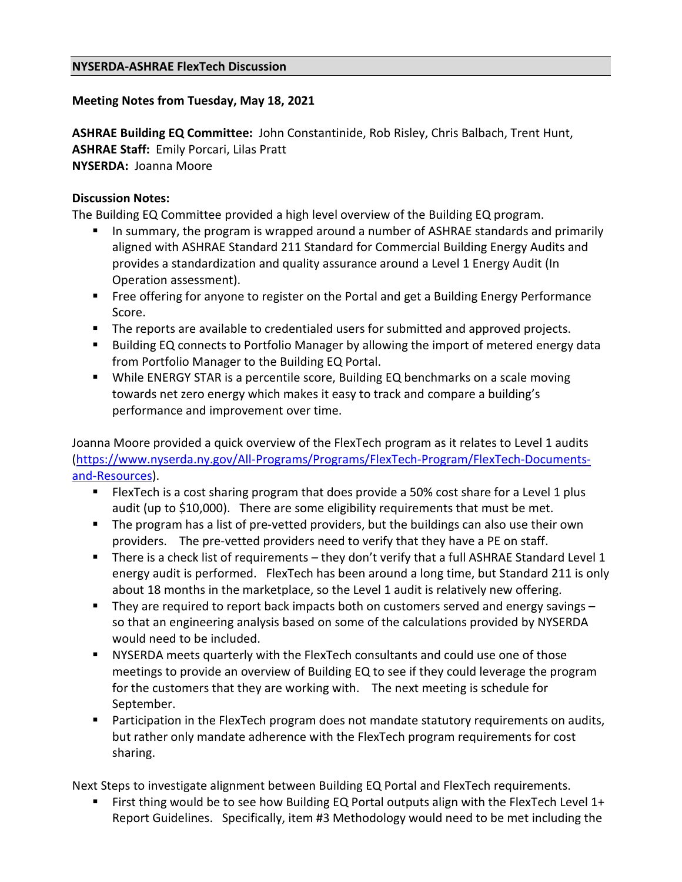## NYSERDA-ASHRAE FlexTech Discussion

**Meeting Notes from Tuesday, May 18, 2021**

**ASHRAE Building EQ Committee:** John Constantinide, Rob Risley, Chris Balbach, Trent Hunt,
**ASHRAE Staff:** Emily Porcari, Lilas Pratt
**NYSERDA:** Joanna Moore

**Discussion Notes:**
The Building EQ Committee provided a high level overview of the Building EQ program.

- In summary, the program is wrapped around a number of ASHRAE standards and primarily aligned with ASHRAE Standard 211 Standard for Commercial Building Energy Audits and provides a standardization and quality assurance around a Level 1 Energy Audit (In Operation assessment).
- Free offering for anyone to register on the Portal and get a Building Energy Performance Score.
- The reports are available to credentialed users for submitted and approved projects.
- Building EQ connects to Portfolio Manager by allowing the import of metered energy data from Portfolio Manager to the Building EQ Portal.
- While ENERGY STAR is a percentile score, Building EQ benchmarks on a scale moving towards net zero energy which makes it easy to track and compare a building's performance and improvement over time.

Joanna Moore provided a quick overview of the FlexTech program as it relates to Level 1 audits (https://www.nyserda.ny.gov/All-Programs/Programs/FlexTech-Program/FlexTech-Documents-and-Resources).

- FlexTech is a cost sharing program that does provide a 50% cost share for a Level 1 plus audit (up to $10,000). There are some eligibility requirements that must be met.
- The program has a list of pre-vetted providers, but the buildings can also use their own providers. The pre-vetted providers need to verify that they have a PE on staff.
- There is a check list of requirements – they don't verify that a full ASHRAE Standard Level 1 energy audit is performed. FlexTech has been around a long time, but Standard 211 is only about 18 months in the marketplace, so the Level 1 audit is relatively new offering.
- They are required to report back impacts both on customers served and energy savings – so that an engineering analysis based on some of the calculations provided by NYSERDA would need to be included.
- NYSERDA meets quarterly with the FlexTech consultants and could use one of those meetings to provide an overview of Building EQ to see if they could leverage the program for the customers that they are working with. The next meeting is schedule for September.
- Participation in the FlexTech program does not mandate statutory requirements on audits, but rather only mandate adherence with the FlexTech program requirements for cost sharing.

Next Steps to investigate alignment between Building EQ Portal and FlexTech requirements.

- First thing would be to see how Building EQ Portal outputs align with the FlexTech Level 1+ Report Guidelines. Specifically, item #3 Methodology would need to be met including the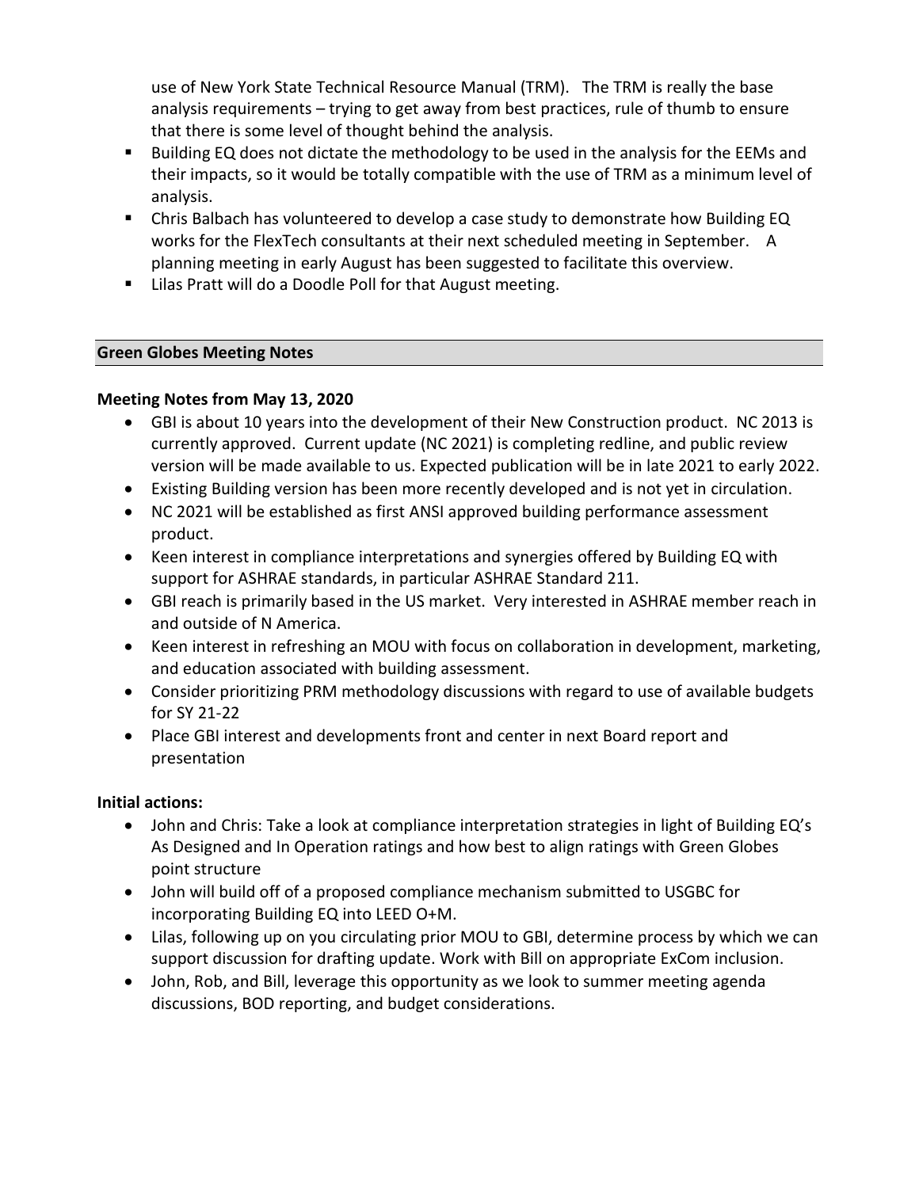use of New York State Technical Resource Manual (TRM). The TRM is really the base analysis requirements – trying to get away from best practices, rule of thumb to ensure that there is some level of thought behind the analysis.

- Building EQ does not dictate the methodology to be used in the analysis for the EEMs and their impacts, so it would be totally compatible with the use of TRM as a minimum level of analysis.
- Chris Balbach has volunteered to develop a case study to demonstrate how Building EQ works for the FlexTech consultants at their next scheduled meeting in September. A planning meeting in early August has been suggested to facilitate this overview.
- Lilas Pratt will do a Doodle Poll for that August meeting.

## Green Globes Meeting Notes

### Meeting Notes from May 13, 2020

- GBI is about 10 years into the development of their New Construction product. NC 2013 is currently approved. Current update (NC 2021) is completing redline, and public review version will be made available to us. Expected publication will be in late 2021 to early 2022.
- Existing Building version has been more recently developed and is not yet in circulation.
- NC 2021 will be established as first ANSI approved building performance assessment product.
- Keen interest in compliance interpretations and synergies offered by Building EQ with support for ASHRAE standards, in particular ASHRAE Standard 211.
- GBI reach is primarily based in the US market. Very interested in ASHRAE member reach in and outside of N America.
- Keen interest in refreshing an MOU with focus on collaboration in development, marketing, and education associated with building assessment.
- Consider prioritizing PRM methodology discussions with regard to use of available budgets for SY 21-22
- Place GBI interest and developments front and center in next Board report and presentation

### Initial actions:

- John and Chris: Take a look at compliance interpretation strategies in light of Building EQ's As Designed and In Operation ratings and how best to align ratings with Green Globes point structure
- John will build off of a proposed compliance mechanism submitted to USGBC for incorporating Building EQ into LEED O+M.
- Lilas, following up on you circulating prior MOU to GBI, determine process by which we can support discussion for drafting update. Work with Bill on appropriate ExCom inclusion.
- John, Rob, and Bill, leverage this opportunity as we look to summer meeting agenda discussions, BOD reporting, and budget considerations.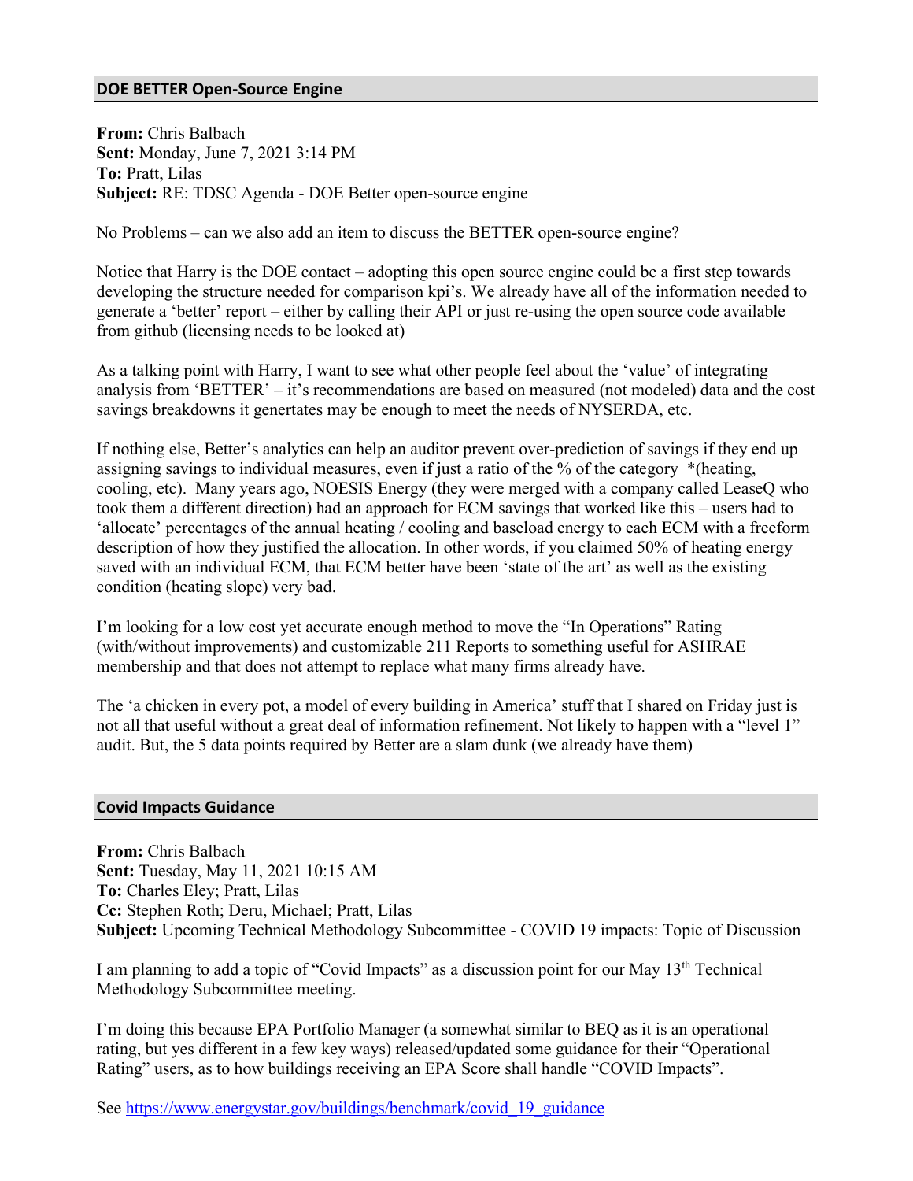## DOE BETTER Open-Source Engine

**From:** Chris Balbach
**Sent:** Monday, June 7, 2021 3:14 PM
**To:** Pratt, Lilas
**Subject:** RE: TDSC Agenda - DOE Better open-source engine

No Problems – can we also add an item to discuss the BETTER open-source engine?

Notice that Harry is the DOE contact – adopting this open source engine could be a first step towards developing the structure needed for comparison kpi's. We already have all of the information needed to generate a 'better' report – either by calling their API or just re-using the open source code available from github (licensing needs to be looked at)

As a talking point with Harry, I want to see what other people feel about the 'value' of integrating analysis from 'BETTER' – it's recommendations are based on measured (not modeled) data and the cost savings breakdowns it genertates may be enough to meet the needs of NYSERDA, etc.

If nothing else, Better's analytics can help an auditor prevent over-prediction of savings if they end up assigning savings to individual measures, even if just a ratio of the % of the category *(heating, cooling, etc). Many years ago, NOESIS Energy (they were merged with a company called LeaseQ who took them a different direction) had an approach for ECM savings that worked like this – users had to 'allocate' percentages of the annual heating / cooling and baseload energy to each ECM with a freeform description of how they justified the allocation. In other words, if you claimed 50% of heating energy saved with an individual ECM, that ECM better have been 'state of the art' as well as the existing condition (heating slope) very bad.

I'm looking for a low cost yet accurate enough method to move the "In Operations" Rating (with/without improvements) and customizable 211 Reports to something useful for ASHRAE membership and that does not attempt to replace what many firms already have.

The 'a chicken in every pot, a model of every building in America' stuff that I shared on Friday just is not all that useful without a great deal of information refinement. Not likely to happen with a "level 1" audit. But, the 5 data points required by Better are a slam dunk (we already have them)

## Covid Impacts Guidance

**From:** Chris Balbach
**Sent:** Tuesday, May 11, 2021 10:15 AM
**To:** Charles Eley; Pratt, Lilas
**Cc:** Stephen Roth; Deru, Michael; Pratt, Lilas
**Subject:** Upcoming Technical Methodology Subcommittee - COVID 19 impacts: Topic of Discussion

I am planning to add a topic of "Covid Impacts" as a discussion point for our May 13th Technical Methodology Subcommittee meeting.

I'm doing this because EPA Portfolio Manager (a somewhat similar to BEQ as it is an operational rating, but yes different in a few key ways) released/updated some guidance for their "Operational Rating" users, as to how buildings receiving an EPA Score shall handle "COVID Impacts".

See https://www.energystar.gov/buildings/benchmark/covid_19_guidance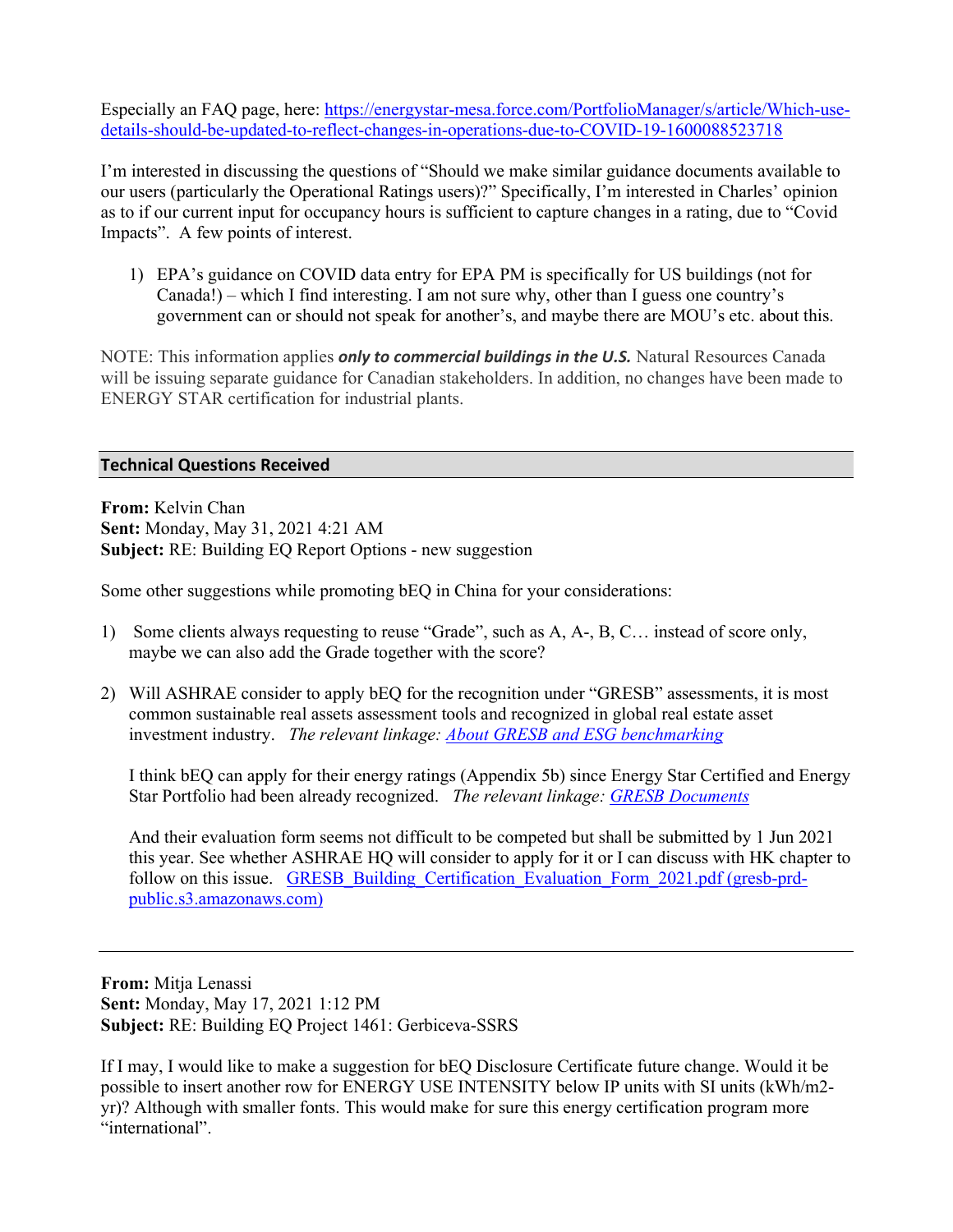Especially an FAQ page, here: [https://energystar-mesa.force.com/PortfolioManager/s/article/Which-use-details-should-be-updated-to-reflect-changes-in-operations-due-to-COVID-19-1600088523718](https://energystar-mesa.force.com/PortfolioManager/s/article/Which-use-details-should-be-updated-to-reflect-changes-in-operations-due-to-COVID-19-1600088523718)

I'm interested in discussing the questions of "Should we make similar guidance documents available to our users (particularly the Operational Ratings users)?" Specifically, I'm interested in Charles' opinion as to if our current input for occupancy hours is sufficient to capture changes in a rating, due to "Covid Impacts". A few points of interest.

1) EPA's guidance on COVID data entry for EPA PM is specifically for US buildings (not for Canada!) – which I find interesting. I am not sure why, other than I guess one country's government can or should not speak for another's, and maybe there are MOU's etc. about this.

NOTE: This information applies ***only to commercial buildings in the U.S.*** Natural Resources Canada will be issuing separate guidance for Canadian stakeholders. In addition, no changes have been made to ENERGY STAR certification for industrial plants.

## Technical Questions Received

**From:** Kelvin Chan
**Sent:** Monday, May 31, 2021 4:21 AM
**Subject:** RE: Building EQ Report Options - new suggestion

Some other suggestions while promoting bEQ in China for your considerations:

1) Some clients always requesting to reuse "Grade", such as A, A-, B, C… instead of score only, maybe we can also add the Grade together with the score?

2) Will ASHRAE consider to apply bEQ for the recognition under "GRESB" assessments, it is most common sustainable real assets assessment tools and recognized in global real estate asset investment industry. *The relevant linkage:* [About GRESB and ESG benchmarking]()

   I think bEQ can apply for their energy ratings (Appendix 5b) since Energy Star Certified and Energy Star Portfolio had been already recognized. *The relevant linkage:* [GRESB Documents]()

   And their evaluation form seems not difficult to be competed but shall be submitted by 1 Jun 2021 this year. See whether ASHRAE HQ will consider to apply for it or I can discuss with HK chapter to follow on this issue. [GRESB_Building_Certification_Evaluation_Form_2021.pdf (gresb-prd-public.s3.amazonaws.com)]()

---

**From:** Mitja Lenassi
**Sent:** Monday, May 17, 2021 1:12 PM
**Subject:** RE: Building EQ Project 1461: Gerbiceva-SSRS

If I may, I would like to make a suggestion for bEQ Disclosure Certificate future change. Would it be possible to insert another row for ENERGY USE INTENSITY below IP units with SI units (kWh/m2-yr)? Although with smaller fonts. This would make for sure this energy certification program more "international".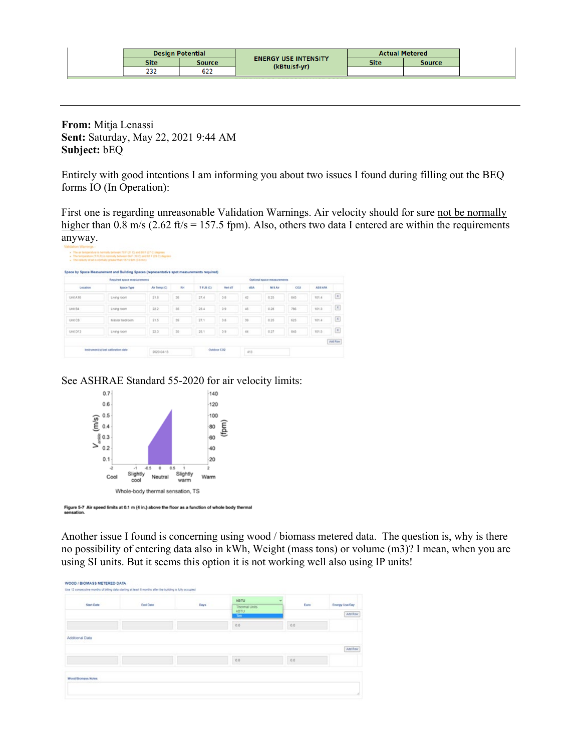| Design Potential | | ENERGY USE INTENSITY (kBtu/sf-yr) | Actual Metered | |
|---|---|---|---|---|
| Site | Source | | Site | Source |
| 232 | 622 | | | |

---

**From:** Mitja Lenassi
**Sent:** Saturday, May 22, 2021 9:44 AM
**Subject:** bEQ

Entirely with good intentions I am informing you about two issues I found during filling out the BEQ forms IO (In Operation):

First one is regarding unreasonable Validation Warnings. Air velocity should for sure not be normally higher than 0.8 m/s (2.62 ft/s = 157.5 fpm). Also, others two data I entered are within the requirements anyway.

Validation Warnings

- The air temperature is normally between 70 F (21 C) and 80 F (27 C) degrees
- The temperature (T FLR) is normally between 66 F (19 C) and 85 F (29 C) degrees
- The velocity of air is normally greater than 157.5 fpm (0.8 m/s)

Space by Space Measurement and Building Spaces (representative spot measurements required)

| Location | Space Type | Air Temp (C) | RH | T FLR (C) | Vert dT | dBA | M/S Air | CO2 | ABS kPA |
|---|---|---|---|---|---|---|---|---|---|
| Unit A10 | Living room | 21.8 | 38 | 27.4 | 0.8 | 42 | 0.25 | 843 | 101.4 |
| Unit B4 | Living room | 22.2 | 35 | 28.4 | 0.9 | 45 | 0.28 | 786 | 101.3 |
| Unit C8 | Master bedroom | 21.5 | 39 | 27.1 | 0.8 | 39 | 0.25 | 623 | 101.4 |
| Unit D12 | Living room | 22.3 | 35 | 28.1 | 0.9 | 44 | 0.27 | 845 | 101.5 |

Instrument(s) last calibration date: 2020-04-15 — Outdoor CO2: 413

See ASHRAE Standard 55-2020 for air velocity limits:

0.7 0.6 0.5 0.4 0.3 0.2 0.1
$V_{ankle}$ (m/s)
140 120 100 80 60 40 20
(fpm)
-2 -1 -0.5 0 0.5 1 2
Cool Slightly cool Neutral Slightly warm Warm
Whole-body thermal sensation, TS

**Figure 5-7 Air speed limits at 0.1 m (4 in.) above the floor as a function of whole body thermal sensation.**

Another issue I found is concerning using wood / biomass metered data. The question is, why is there no possibility of entering data also in kWh, Weight (mass tons) or volume (m3)? I mean, when you are using SI units. But it seems this option it is not working well also using IP units!

WOOD / BIOMASS METERED DATA

Use 12 consecutive months of billing data starting at least 6 months after the building is fully occupied

| Start Date | End Date | Days | kBTU | Euro | Energy Use/Day |
|---|---|---|---|---|---|
| | | | 0.0 | 0.0 | |

(kBTU dropdown options: Thermal Units, kBTU, Ton)

Additional Data

| | | | | | |
|---|---|---|---|---|---|
| | | | 0.0 | 0.0 | |

Wood/Biomass Notes